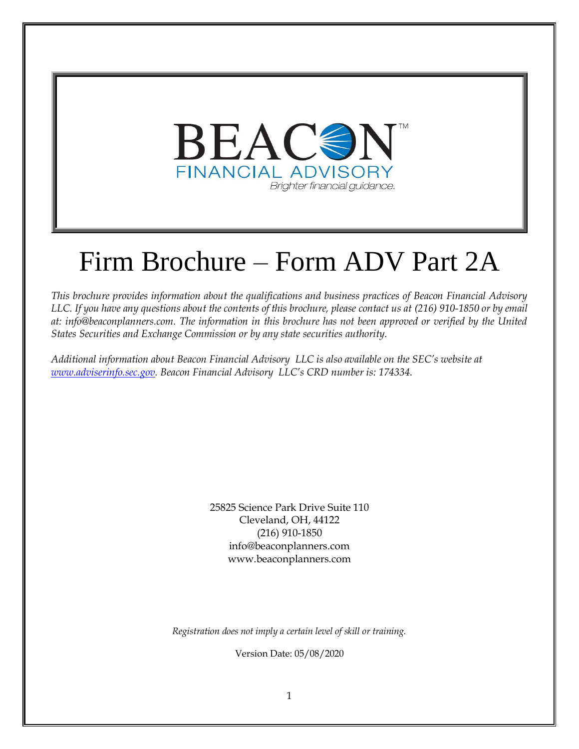BEACON™

FINANCIAL ADVISORY

*Brighter financial guidance.*

# Firm Brochure – Form ADV Part 2A

*This brochure provides information about the qualifications and business practices of Beacon Financial Advisory LLC. If you have any questions about the contents of this brochure, please contact us at (216) 910-1850 or by email at: info@beaconplanners.com. The information in this brochure has not been approved or verified by the United States Securities and Exchange Commission or by any state securities authority.*

*Additional information about Beacon Financial Advisory LLC is also available on the SEC's website at [www.adviserinfo.sec.gov](www.adviserinfo.sec.gov). Beacon Financial Advisory LLC's CRD number is: 174334.*

25825 Science Park Drive Suite 110
Cleveland, OH, 44122
(216) 910-1850
info@beaconplanners.com
www.beaconplanners.com

*Registration does not imply a certain level of skill or training.*

Version Date: 05/08/2020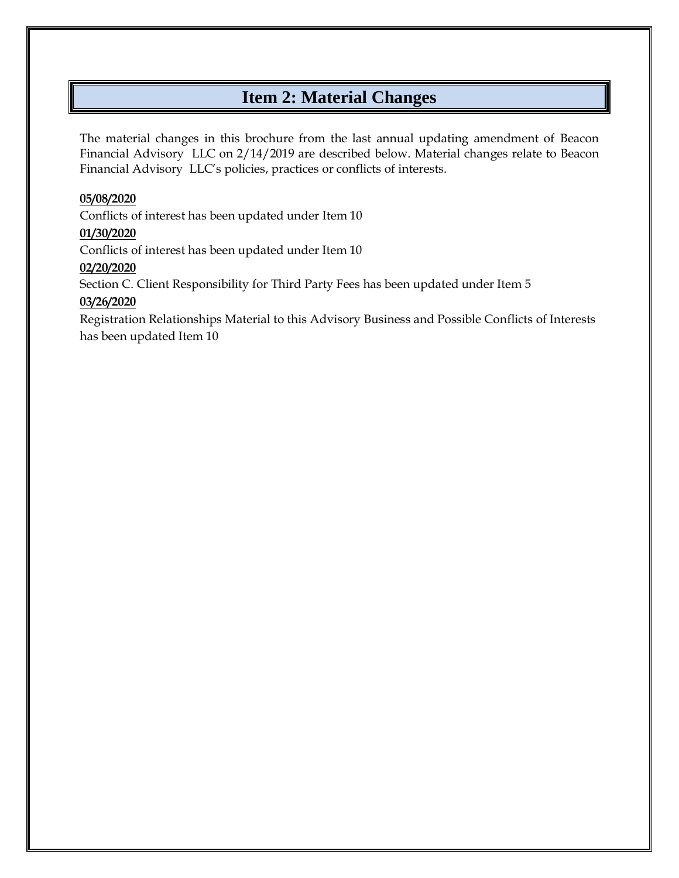# Item 2: Material Changes

The material changes in this brochure from the last annual updating amendment of Beacon Financial Advisory LLC on 2/14/2019 are described below. Material changes relate to Beacon Financial Advisory LLC's policies, practices or conflicts of interests.

**05/08/2020**

Conflicts of interest has been updated under Item 10

**01/30/2020**

Conflicts of interest has been updated under Item 10

**02/20/2020**

Section C. Client Responsibility for Third Party Fees has been updated under Item 5

**03/26/2020**

Registration Relationships Material to this Advisory Business and Possible Conflicts of Interests has been updated Item 10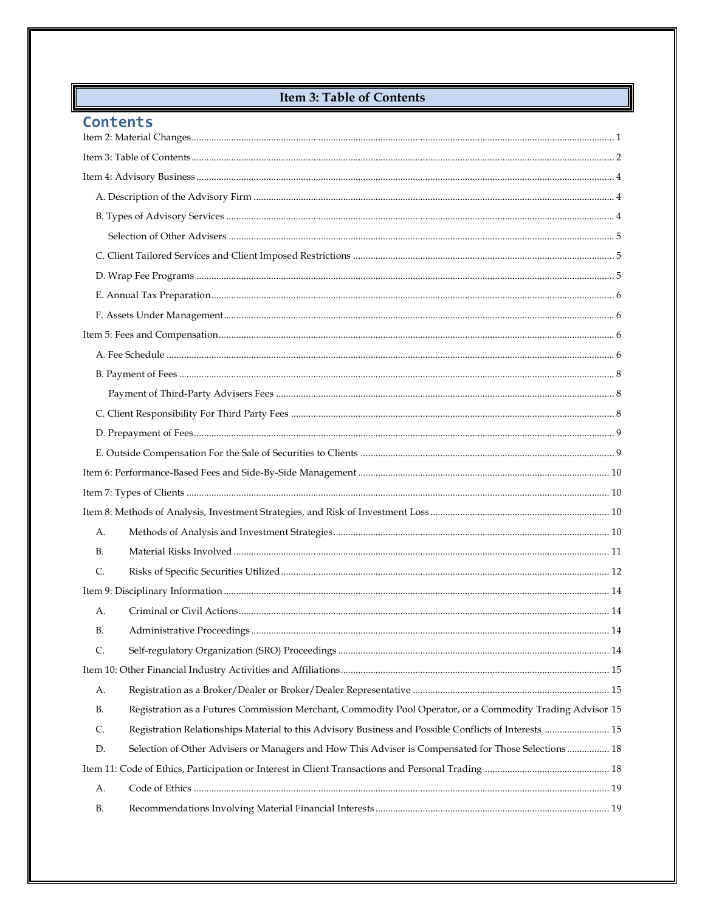# Item 3: Table of Contents

## Contents

Item 2: Material Changes ... 1

Item 3: Table of Contents ... 2

Item 4: Advisory Business ... 4

- A. Description of the Advisory Firm ... 4
- B. Types of Advisory Services ... 4
  - Selection of Other Advisers ... 5
- C. Client Tailored Services and Client Imposed Restrictions ... 5
- D. Wrap Fee Programs ... 5
- E. Annual Tax Preparation ... 6
- F. Assets Under Management ... 6

Item 5: Fees and Compensation ... 6

- A. Fee Schedule ... 6
- B. Payment of Fees ... 8
  - Payment of Third-Party Advisers Fees ... 8
- C. Client Responsibility For Third Party Fees ... 8
- D. Prepayment of Fees ... 9
- E. Outside Compensation For the Sale of Securities to Clients ... 9

Item 6: Performance-Based Fees and Side-By-Side Management ... 10

Item 7: Types of Clients ... 10

Item 8: Methods of Analysis, Investment Strategies, and Risk of Investment Loss ... 10

- A. Methods of Analysis and Investment Strategies ... 10
- B. Material Risks Involved ... 11
- C. Risks of Specific Securities Utilized ... 12

Item 9: Disciplinary Information ... 14

- A. Criminal or Civil Actions ... 14
- B. Administrative Proceedings ... 14
- C. Self-regulatory Organization (SRO) Proceedings ... 14

Item 10: Other Financial Industry Activities and Affiliations ... 15

- A. Registration as a Broker/Dealer or Broker/Dealer Representative ... 15
- B. Registration as a Futures Commission Merchant, Commodity Pool Operator, or a Commodity Trading Advisor 15
- C. Registration Relationships Material to this Advisory Business and Possible Conflicts of Interests ... 15
- D. Selection of Other Advisers or Managers and How This Adviser is Compensated for Those Selections ... 18

Item 11: Code of Ethics, Participation or Interest in Client Transactions and Personal Trading ... 18

- A. Code of Ethics ... 19
- B. Recommendations Involving Material Financial Interests ... 19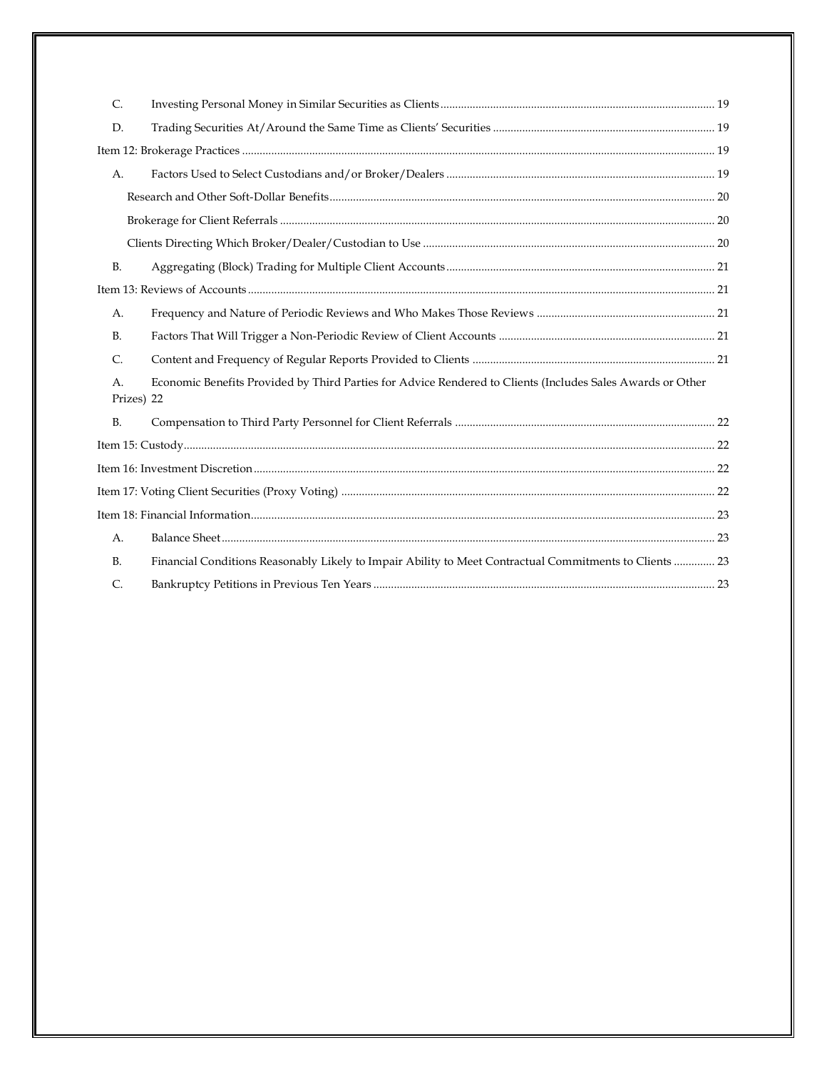C. Investing Personal Money in Similar Securities as Clients ..... 19

D. Trading Securities At/Around the Same Time as Clients' Securities ..... 19

Item 12: Brokerage Practices ..... 19

A. Factors Used to Select Custodians and/or Broker/Dealers ..... 19

Research and Other Soft-Dollar Benefits ..... 20

Brokerage for Client Referrals ..... 20

Clients Directing Which Broker/Dealer/Custodian to Use ..... 20

B. Aggregating (Block) Trading for Multiple Client Accounts ..... 21

Item 13: Reviews of Accounts ..... 21

A. Frequency and Nature of Periodic Reviews and Who Makes Those Reviews ..... 21

B. Factors That Will Trigger a Non-Periodic Review of Client Accounts ..... 21

C. Content and Frequency of Regular Reports Provided to Clients ..... 21

A. Economic Benefits Provided by Third Parties for Advice Rendered to Clients (Includes Sales Awards or Other Prizes) 22

B. Compensation to Third Party Personnel for Client Referrals ..... 22

Item 15: Custody ..... 22

Item 16: Investment Discretion ..... 22

Item 17: Voting Client Securities (Proxy Voting) ..... 22

Item 18: Financial Information ..... 23

A. Balance Sheet ..... 23

B. Financial Conditions Reasonably Likely to Impair Ability to Meet Contractual Commitments to Clients ..... 23

C. Bankruptcy Petitions in Previous Ten Years ..... 23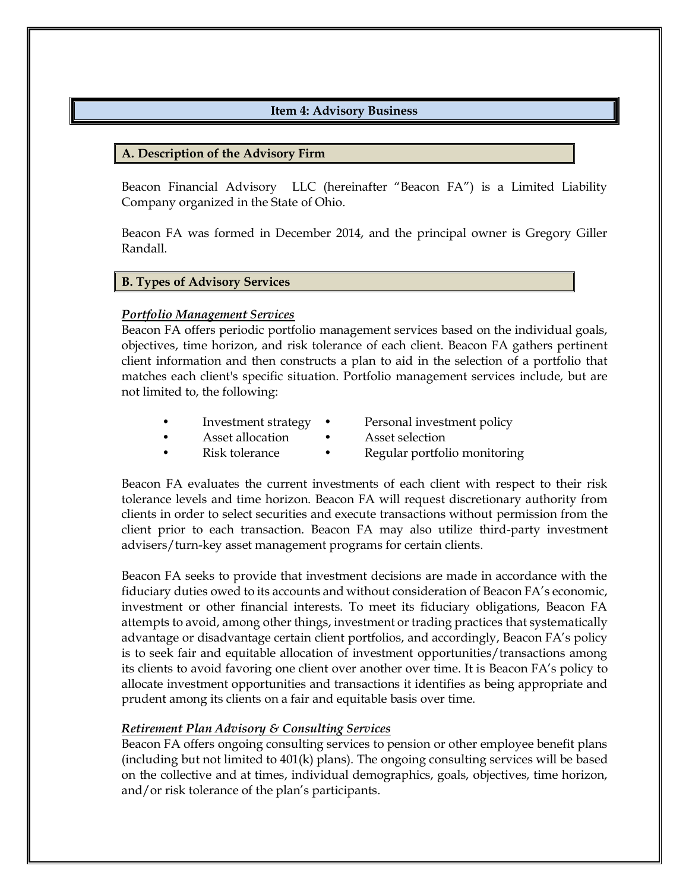## Item 4: Advisory Business

### A. Description of the Advisory Firm

Beacon Financial Advisory LLC (hereinafter "Beacon FA") is a Limited Liability Company organized in the State of Ohio.

Beacon FA was formed in December 2014, and the principal owner is Gregory Giller Randall.

### B. Types of Advisory Services

***Portfolio Management Services***

Beacon FA offers periodic portfolio management services based on the individual goals, objectives, time horizon, and risk tolerance of each client. Beacon FA gathers pertinent client information and then constructs a plan to aid in the selection of a portfolio that matches each client's specific situation. Portfolio management services include, but are not limited to, the following:

- Investment strategy
- Asset allocation
- Risk tolerance
- Personal investment policy
- Asset selection
- Regular portfolio monitoring

Beacon FA evaluates the current investments of each client with respect to their risk tolerance levels and time horizon. Beacon FA will request discretionary authority from clients in order to select securities and execute transactions without permission from the client prior to each transaction. Beacon FA may also utilize third-party investment advisers/turn-key asset management programs for certain clients.

Beacon FA seeks to provide that investment decisions are made in accordance with the fiduciary duties owed to its accounts and without consideration of Beacon FA's economic, investment or other financial interests. To meet its fiduciary obligations, Beacon FA attempts to avoid, among other things, investment or trading practices that systematically advantage or disadvantage certain client portfolios, and accordingly, Beacon FA's policy is to seek fair and equitable allocation of investment opportunities/transactions among its clients to avoid favoring one client over another over time. It is Beacon FA's policy to allocate investment opportunities and transactions it identifies as being appropriate and prudent among its clients on a fair and equitable basis over time.

***Retirement Plan Advisory & Consulting Services***

Beacon FA offers ongoing consulting services to pension or other employee benefit plans (including but not limited to 401(k) plans). The ongoing consulting services will be based on the collective and at times, individual demographics, goals, objectives, time horizon, and/or risk tolerance of the plan's participants.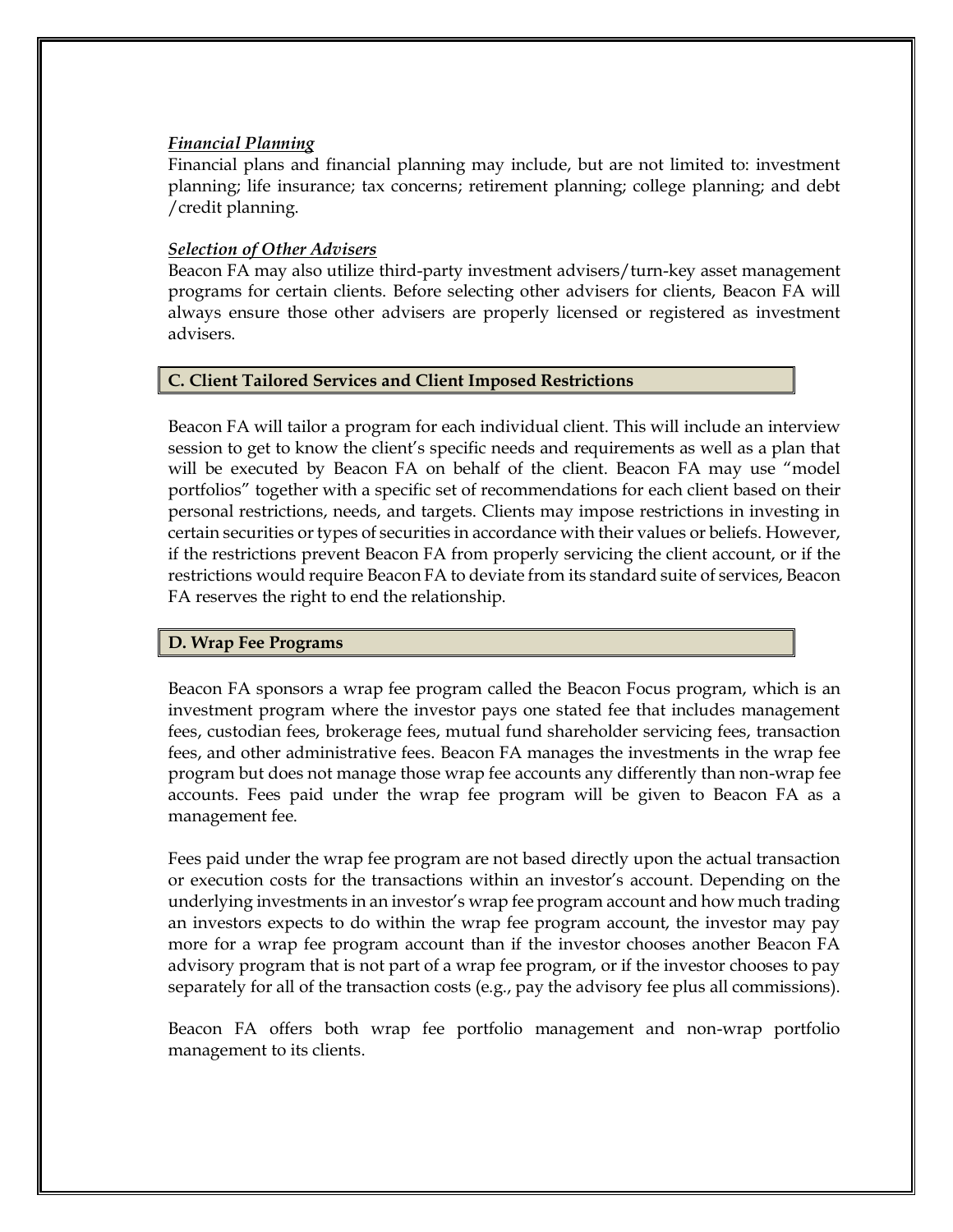***Financial Planning***

Financial plans and financial planning may include, but are not limited to: investment planning; life insurance; tax concerns; retirement planning; college planning; and debt /credit planning.

***Selection of Other Advisers***

Beacon FA may also utilize third-party investment advisers/turn-key asset management programs for certain clients. Before selecting other advisers for clients, Beacon FA will always ensure those other advisers are properly licensed or registered as investment advisers.

## C. Client Tailored Services and Client Imposed Restrictions

Beacon FA will tailor a program for each individual client. This will include an interview session to get to know the client's specific needs and requirements as well as a plan that will be executed by Beacon FA on behalf of the client. Beacon FA may use "model portfolios" together with a specific set of recommendations for each client based on their personal restrictions, needs, and targets. Clients may impose restrictions in investing in certain securities or types of securities in accordance with their values or beliefs. However, if the restrictions prevent Beacon FA from properly servicing the client account, or if the restrictions would require Beacon FA to deviate from its standard suite of services, Beacon FA reserves the right to end the relationship.

## D. Wrap Fee Programs

Beacon FA sponsors a wrap fee program called the Beacon Focus program, which is an investment program where the investor pays one stated fee that includes management fees, custodian fees, brokerage fees, mutual fund shareholder servicing fees, transaction fees, and other administrative fees. Beacon FA manages the investments in the wrap fee program but does not manage those wrap fee accounts any differently than non-wrap fee accounts. Fees paid under the wrap fee program will be given to Beacon FA as a management fee.

Fees paid under the wrap fee program are not based directly upon the actual transaction or execution costs for the transactions within an investor's account. Depending on the underlying investments in an investor's wrap fee program account and how much trading an investors expects to do within the wrap fee program account, the investor may pay more for a wrap fee program account than if the investor chooses another Beacon FA advisory program that is not part of a wrap fee program, or if the investor chooses to pay separately for all of the transaction costs (e.g., pay the advisory fee plus all commissions).

Beacon FA offers both wrap fee portfolio management and non-wrap portfolio management to its clients.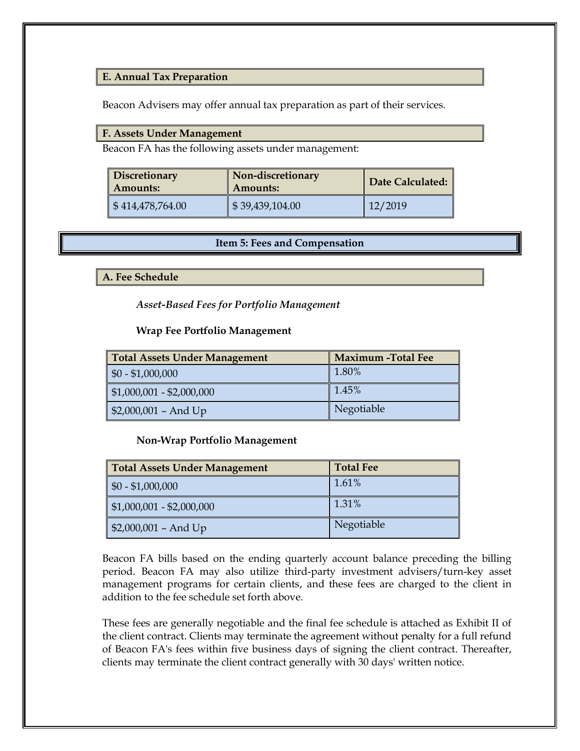### E. Annual Tax Preparation

Beacon Advisers may offer annual tax preparation as part of their services.

### F. Assets Under Management

Beacon FA has the following assets under management:

| Discretionary Amounts: | Non-discretionary Amounts: | Date Calculated: |
|---|---|---|
| $ 414,478,764.00 | $ 39,439,104.00 | 12/2019 |

## Item 5: Fees and Compensation

### A. Fee Schedule

***Asset-Based Fees for Portfolio Management***

**Wrap Fee Portfolio Management**

| Total Assets Under Management | Maximum -Total Fee |
|---|---|
| $0 - $1,000,000 | 1.80% |
| $1,000,001 - $2,000,000 | 1.45% |
| $2,000,001 – And Up | Negotiable |

**Non-Wrap Portfolio Management**

| Total Assets Under Management | Total Fee |
|---|---|
| $0 - $1,000,000 | 1.61% |
| $1,000,001 - $2,000,000 | 1.31% |
| $2,000,001 – And Up | Negotiable |

Beacon FA bills based on the ending quarterly account balance preceding the billing period. Beacon FA may also utilize third-party investment advisers/turn-key asset management programs for certain clients, and these fees are charged to the client in addition to the fee schedule set forth above.

These fees are generally negotiable and the final fee schedule is attached as Exhibit II of the client contract. Clients may terminate the agreement without penalty for a full refund of Beacon FA's fees within five business days of signing the client contract. Thereafter, clients may terminate the client contract generally with 30 days' written notice.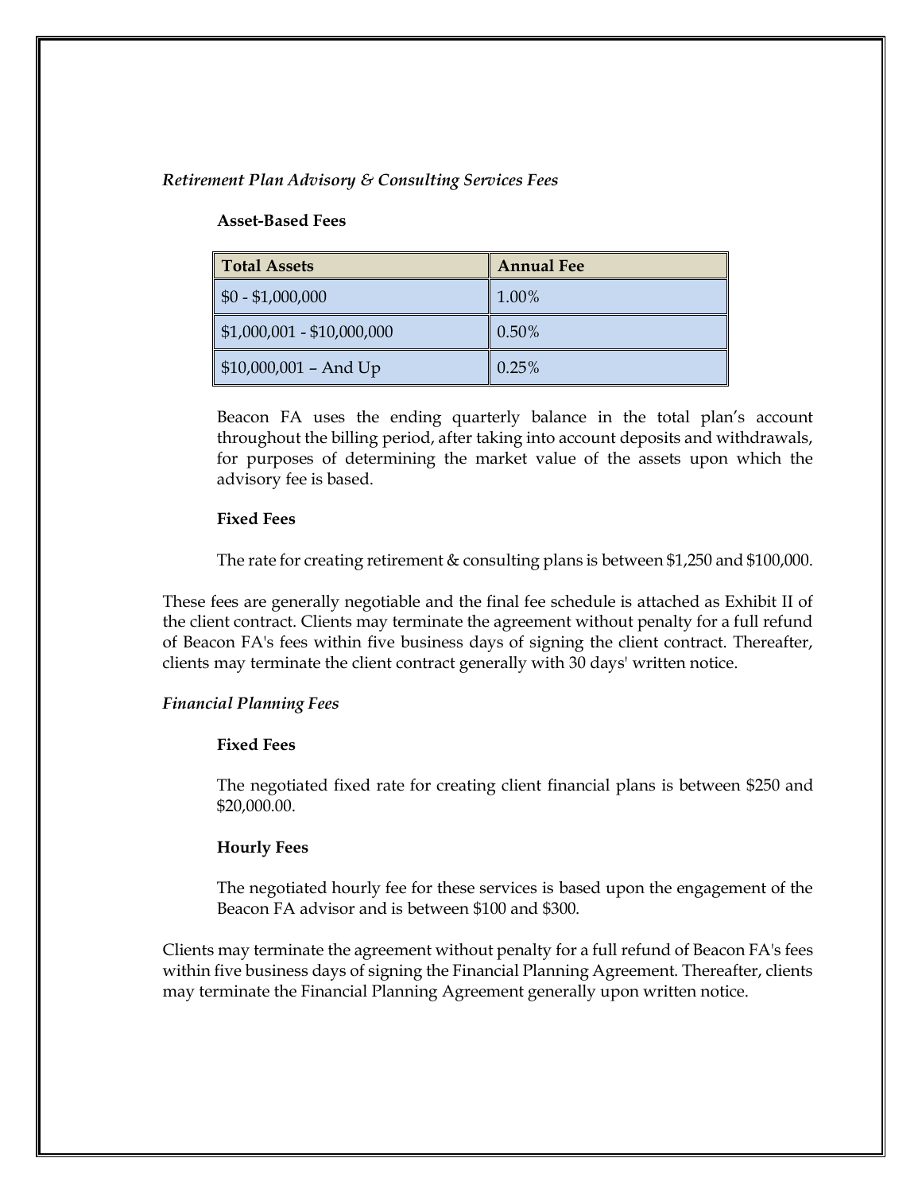*Retirement Plan Advisory & Consulting Services Fees*

**Asset-Based Fees**

| Total Assets | Annual Fee |
|---|---|
| $0 - $1,000,000 | 1.00% |
| $1,000,001 - $10,000,000 | 0.50% |
| $10,000,001 – And Up | 0.25% |

Beacon FA uses the ending quarterly balance in the total plan's account throughout the billing period, after taking into account deposits and withdrawals, for purposes of determining the market value of the assets upon which the advisory fee is based.

**Fixed Fees**

The rate for creating retirement & consulting plans is between $1,250 and $100,000.

These fees are generally negotiable and the final fee schedule is attached as Exhibit II of the client contract. Clients may terminate the agreement without penalty for a full refund of Beacon FA's fees within five business days of signing the client contract. Thereafter, clients may terminate the client contract generally with 30 days' written notice.

*Financial Planning Fees*

**Fixed Fees**

The negotiated fixed rate for creating client financial plans is between $250 and $20,000.00.

**Hourly Fees**

The negotiated hourly fee for these services is based upon the engagement of the Beacon FA advisor and is between $100 and $300.

Clients may terminate the agreement without penalty for a full refund of Beacon FA's fees within five business days of signing the Financial Planning Agreement. Thereafter, clients may terminate the Financial Planning Agreement generally upon written notice.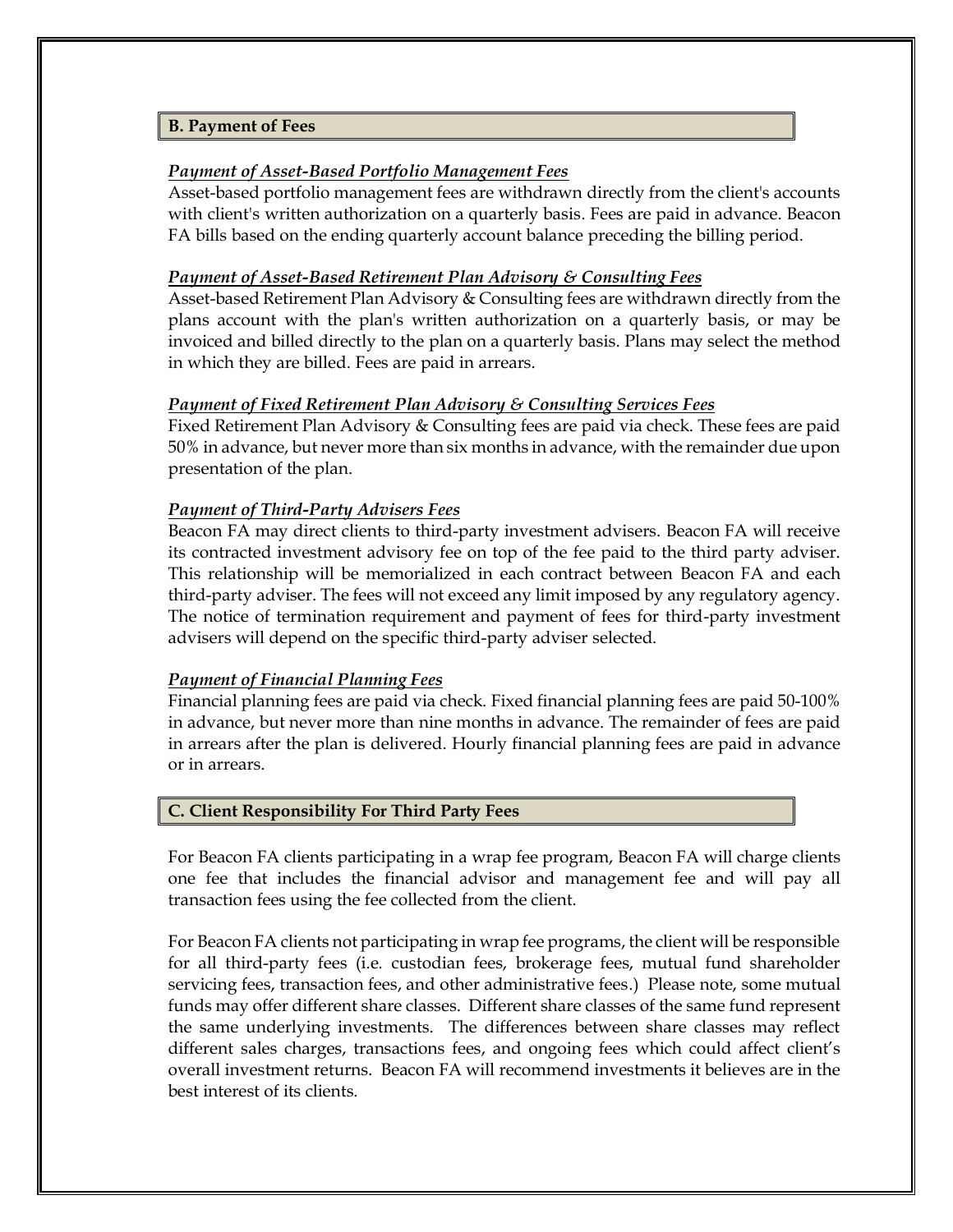## B. Payment of Fees

***Payment of Asset-Based Portfolio Management Fees***

Asset-based portfolio management fees are withdrawn directly from the client's accounts with client's written authorization on a quarterly basis. Fees are paid in advance. Beacon FA bills based on the ending quarterly account balance preceding the billing period.

***Payment of Asset-Based Retirement Plan Advisory & Consulting Fees***

Asset-based Retirement Plan Advisory & Consulting fees are withdrawn directly from the plans account with the plan's written authorization on a quarterly basis, or may be invoiced and billed directly to the plan on a quarterly basis. Plans may select the method in which they are billed. Fees are paid in arrears.

***Payment of Fixed Retirement Plan Advisory & Consulting Services Fees***

Fixed Retirement Plan Advisory & Consulting fees are paid via check. These fees are paid 50% in advance, but never more than six months in advance, with the remainder due upon presentation of the plan.

***Payment of Third-Party Advisers Fees***

Beacon FA may direct clients to third-party investment advisers. Beacon FA will receive its contracted investment advisory fee on top of the fee paid to the third party adviser. This relationship will be memorialized in each contract between Beacon FA and each third-party adviser. The fees will not exceed any limit imposed by any regulatory agency. The notice of termination requirement and payment of fees for third-party investment advisers will depend on the specific third-party adviser selected.

***Payment of Financial Planning Fees***

Financial planning fees are paid via check. Fixed financial planning fees are paid 50-100% in advance, but never more than nine months in advance. The remainder of fees are paid in arrears after the plan is delivered. Hourly financial planning fees are paid in advance or in arrears.

## C. Client Responsibility For Third Party Fees

For Beacon FA clients participating in a wrap fee program, Beacon FA will charge clients one fee that includes the financial advisor and management fee and will pay all transaction fees using the fee collected from the client.

For Beacon FA clients not participating in wrap fee programs, the client will be responsible for all third-party fees (i.e. custodian fees, brokerage fees, mutual fund shareholder servicing fees, transaction fees, and other administrative fees.) Please note, some mutual funds may offer different share classes. Different share classes of the same fund represent the same underlying investments. The differences between share classes may reflect different sales charges, transactions fees, and ongoing fees which could affect client's overall investment returns. Beacon FA will recommend investments it believes are in the best interest of its clients.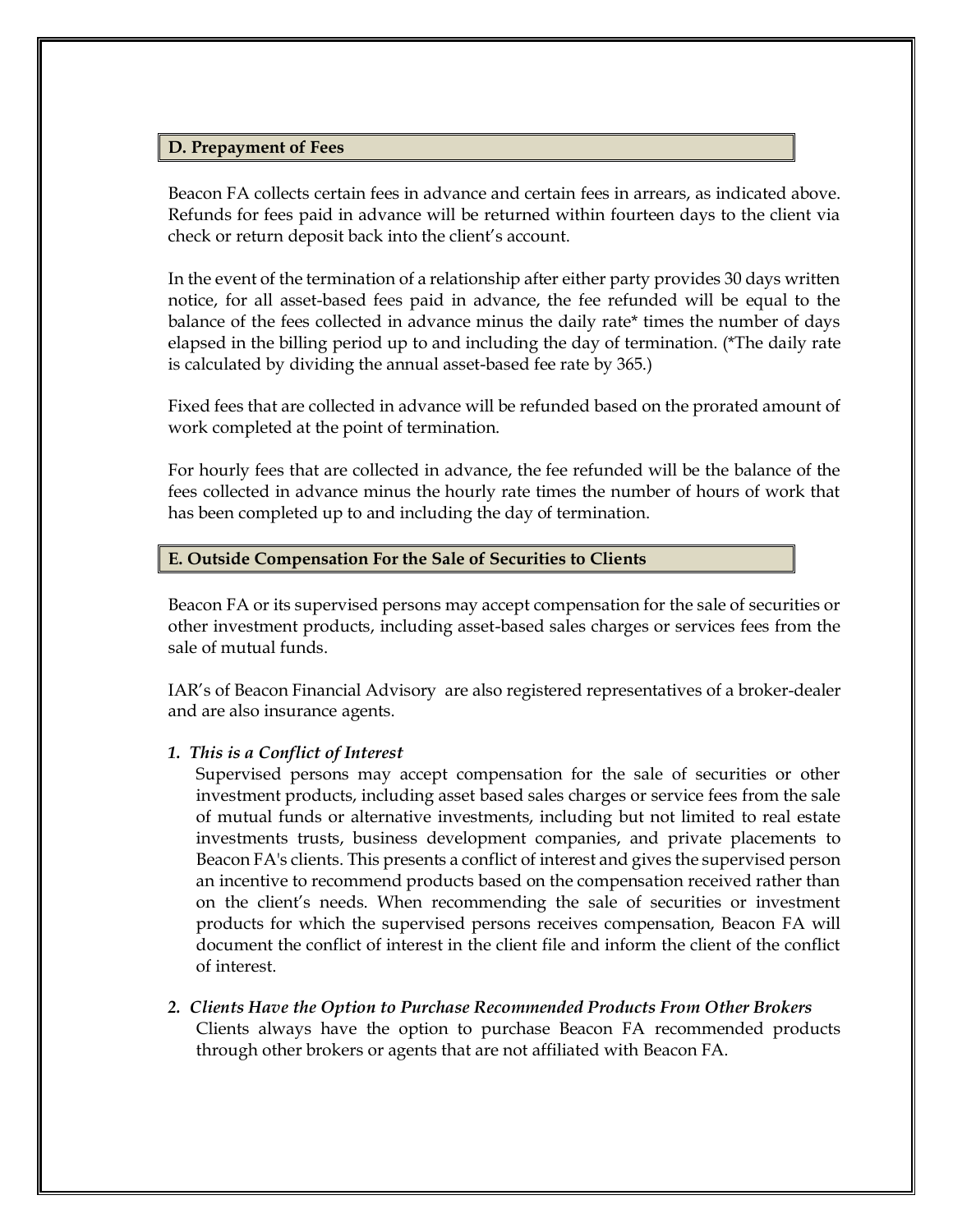### D. Prepayment of Fees

Beacon FA collects certain fees in advance and certain fees in arrears, as indicated above. Refunds for fees paid in advance will be returned within fourteen days to the client via check or return deposit back into the client's account.

In the event of the termination of a relationship after either party provides 30 days written notice, for all asset-based fees paid in advance, the fee refunded will be equal to the balance of the fees collected in advance minus the daily rate* times the number of days elapsed in the billing period up to and including the day of termination. (*The daily rate is calculated by dividing the annual asset-based fee rate by 365.)

Fixed fees that are collected in advance will be refunded based on the prorated amount of work completed at the point of termination.

For hourly fees that are collected in advance, the fee refunded will be the balance of the fees collected in advance minus the hourly rate times the number of hours of work that has been completed up to and including the day of termination.

### E. Outside Compensation For the Sale of Securities to Clients

Beacon FA or its supervised persons may accept compensation for the sale of securities or other investment products, including asset-based sales charges or services fees from the sale of mutual funds.

IAR's of Beacon Financial Advisory are also registered representatives of a broker-dealer and are also insurance agents.

1. ***This is a Conflict of Interest***

   Supervised persons may accept compensation for the sale of securities or other investment products, including asset based sales charges or service fees from the sale of mutual funds or alternative investments, including but not limited to real estate investments trusts, business development companies, and private placements to Beacon FA's clients. This presents a conflict of interest and gives the supervised person an incentive to recommend products based on the compensation received rather than on the client's needs. When recommending the sale of securities or investment products for which the supervised persons receives compensation, Beacon FA will document the conflict of interest in the client file and inform the client of the conflict of interest.

2. ***Clients Have the Option to Purchase Recommended Products From Other Brokers***

   Clients always have the option to purchase Beacon FA recommended products through other brokers or agents that are not affiliated with Beacon FA.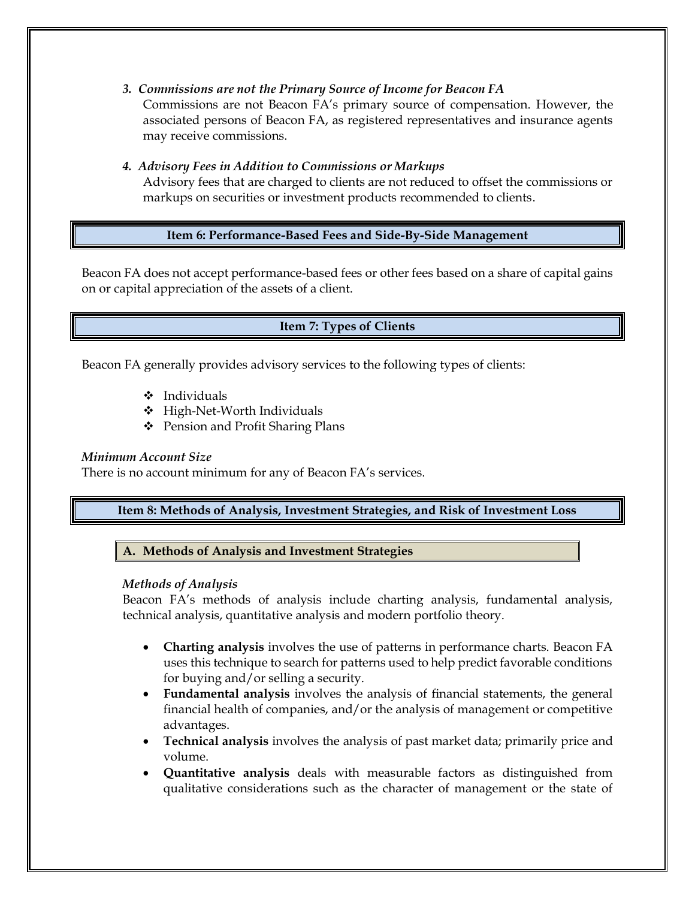*3. Commissions are not the Primary Source of Income for Beacon FA*

Commissions are not Beacon FA's primary source of compensation. However, the associated persons of Beacon FA, as registered representatives and insurance agents may receive commissions.

*4. Advisory Fees in Addition to Commissions or Markups*

Advisory fees that are charged to clients are not reduced to offset the commissions or markups on securities or investment products recommended to clients.

## Item 6: Performance-Based Fees and Side-By-Side Management

Beacon FA does not accept performance-based fees or other fees based on a share of capital gains on or capital appreciation of the assets of a client.

## Item 7: Types of Clients

Beacon FA generally provides advisory services to the following types of clients:

- Individuals
- High-Net-Worth Individuals
- Pension and Profit Sharing Plans

*Minimum Account Size*

There is no account minimum for any of Beacon FA's services.

## Item 8: Methods of Analysis, Investment Strategies, and Risk of Investment Loss

### A. Methods of Analysis and Investment Strategies

*Methods of Analysis*

Beacon FA's methods of analysis include charting analysis, fundamental analysis, technical analysis, quantitative analysis and modern portfolio theory.

- **Charting analysis** involves the use of patterns in performance charts. Beacon FA uses this technique to search for patterns used to help predict favorable conditions for buying and/or selling a security.
- **Fundamental analysis** involves the analysis of financial statements, the general financial health of companies, and/or the analysis of management or competitive advantages.
- **Technical analysis** involves the analysis of past market data; primarily price and volume.
- **Quantitative analysis** deals with measurable factors as distinguished from qualitative considerations such as the character of management or the state of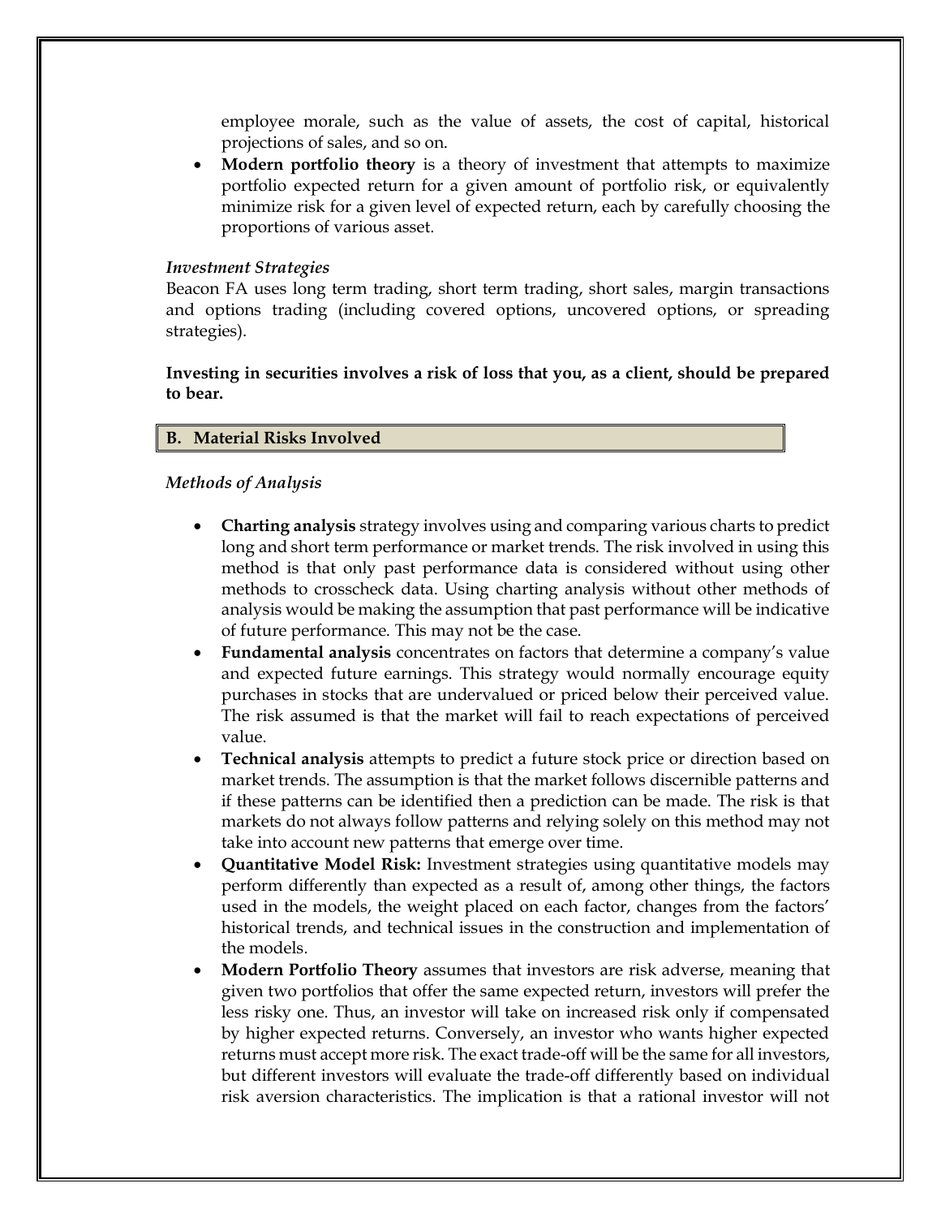employee morale, such as the value of assets, the cost of capital, historical projections of sales, and so on.

- **Modern portfolio theory** is a theory of investment that attempts to maximize portfolio expected return for a given amount of portfolio risk, or equivalently minimize risk for a given level of expected return, each by carefully choosing the proportions of various asset.

*Investment Strategies*

Beacon FA uses long term trading, short term trading, short sales, margin transactions and options trading (including covered options, uncovered options, or spreading strategies).

**Investing in securities involves a risk of loss that you, as a client, should be prepared to bear.**

## B. Material Risks Involved

*Methods of Analysis*

- **Charting analysis** strategy involves using and comparing various charts to predict long and short term performance or market trends. The risk involved in using this method is that only past performance data is considered without using other methods to crosscheck data. Using charting analysis without other methods of analysis would be making the assumption that past performance will be indicative of future performance. This may not be the case.
- **Fundamental analysis** concentrates on factors that determine a company's value and expected future earnings. This strategy would normally encourage equity purchases in stocks that are undervalued or priced below their perceived value. The risk assumed is that the market will fail to reach expectations of perceived value.
- **Technical analysis** attempts to predict a future stock price or direction based on market trends. The assumption is that the market follows discernible patterns and if these patterns can be identified then a prediction can be made. The risk is that markets do not always follow patterns and relying solely on this method may not take into account new patterns that emerge over time.
- **Quantitative Model Risk:** Investment strategies using quantitative models may perform differently than expected as a result of, among other things, the factors used in the models, the weight placed on each factor, changes from the factors' historical trends, and technical issues in the construction and implementation of the models.
- **Modern Portfolio Theory** assumes that investors are risk adverse, meaning that given two portfolios that offer the same expected return, investors will prefer the less risky one. Thus, an investor will take on increased risk only if compensated by higher expected returns. Conversely, an investor who wants higher expected returns must accept more risk. The exact trade-off will be the same for all investors, but different investors will evaluate the trade-off differently based on individual risk aversion characteristics. The implication is that a rational investor will not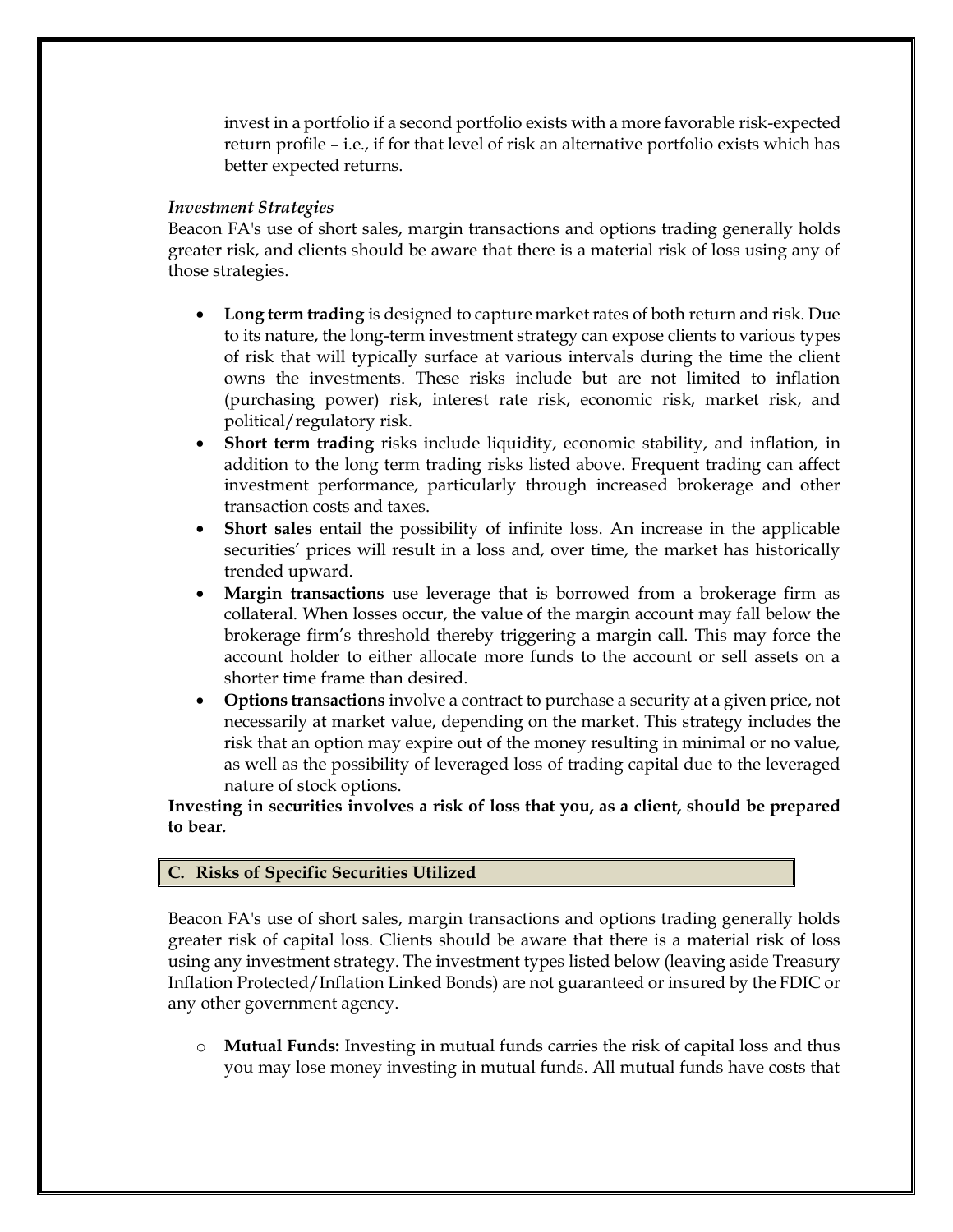invest in a portfolio if a second portfolio exists with a more favorable risk-expected return profile – i.e., if for that level of risk an alternative portfolio exists which has better expected returns.

*Investment Strategies*

Beacon FA's use of short sales, margin transactions and options trading generally holds greater risk, and clients should be aware that there is a material risk of loss using any of those strategies.

- **Long term trading** is designed to capture market rates of both return and risk. Due to its nature, the long-term investment strategy can expose clients to various types of risk that will typically surface at various intervals during the time the client owns the investments. These risks include but are not limited to inflation (purchasing power) risk, interest rate risk, economic risk, market risk, and political/regulatory risk.
- **Short term trading** risks include liquidity, economic stability, and inflation, in addition to the long term trading risks listed above. Frequent trading can affect investment performance, particularly through increased brokerage and other transaction costs and taxes.
- **Short sales** entail the possibility of infinite loss. An increase in the applicable securities' prices will result in a loss and, over time, the market has historically trended upward.
- **Margin transactions** use leverage that is borrowed from a brokerage firm as collateral. When losses occur, the value of the margin account may fall below the brokerage firm's threshold thereby triggering a margin call. This may force the account holder to either allocate more funds to the account or sell assets on a shorter time frame than desired.
- **Options transactions** involve a contract to purchase a security at a given price, not necessarily at market value, depending on the market. This strategy includes the risk that an option may expire out of the money resulting in minimal or no value, as well as the possibility of leveraged loss of trading capital due to the leveraged nature of stock options.

**Investing in securities involves a risk of loss that you, as a client, should be prepared to bear.**

## C. Risks of Specific Securities Utilized

Beacon FA's use of short sales, margin transactions and options trading generally holds greater risk of capital loss. Clients should be aware that there is a material risk of loss using any investment strategy. The investment types listed below (leaving aside Treasury Inflation Protected/Inflation Linked Bonds) are not guaranteed or insured by the FDIC or any other government agency.

- **Mutual Funds:** Investing in mutual funds carries the risk of capital loss and thus you may lose money investing in mutual funds. All mutual funds have costs that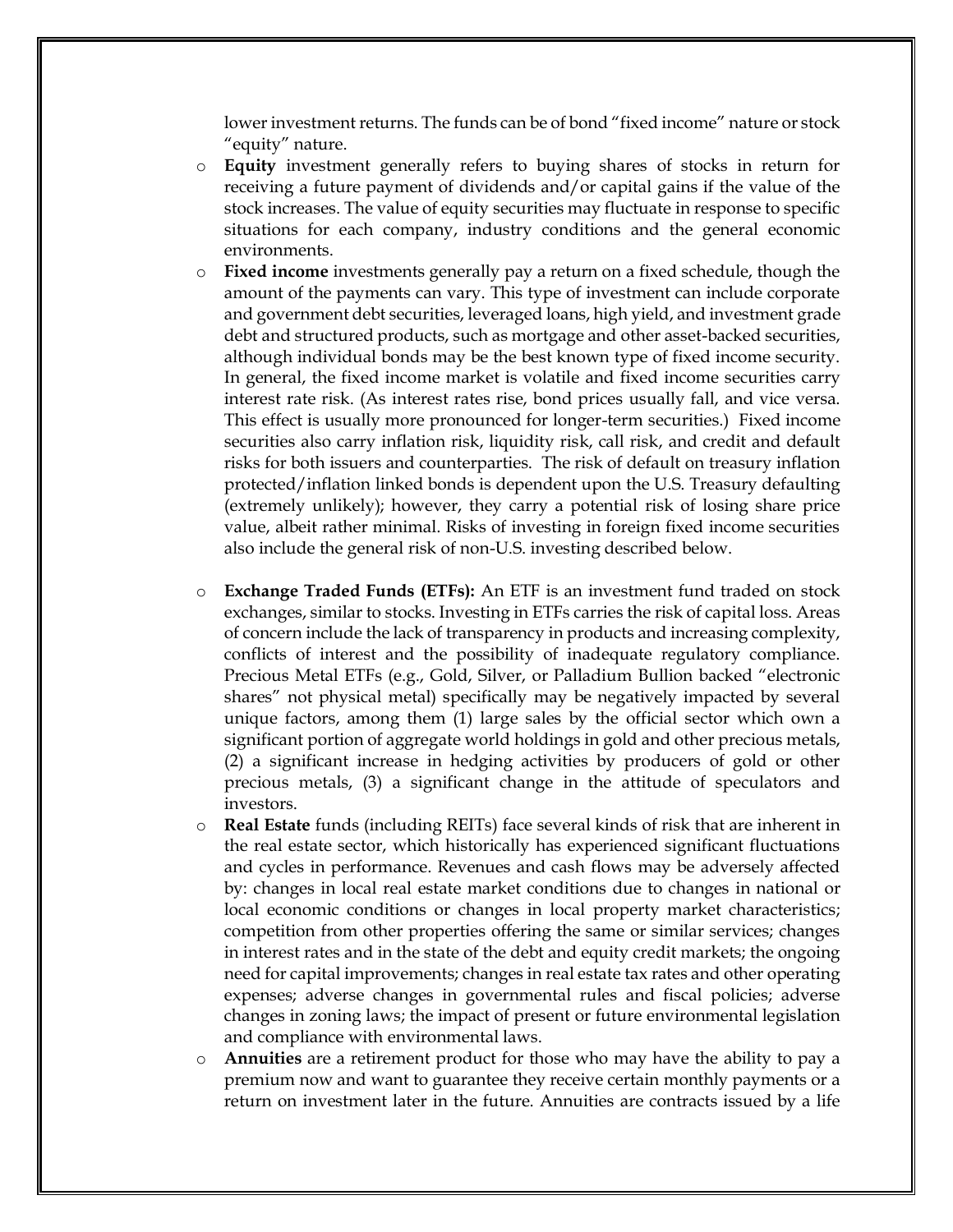lower investment returns. The funds can be of bond "fixed income" nature or stock "equity" nature.

- **Equity** investment generally refers to buying shares of stocks in return for receiving a future payment of dividends and/or capital gains if the value of the stock increases. The value of equity securities may fluctuate in response to specific situations for each company, industry conditions and the general economic environments.
- **Fixed income** investments generally pay a return on a fixed schedule, though the amount of the payments can vary. This type of investment can include corporate and government debt securities, leveraged loans, high yield, and investment grade debt and structured products, such as mortgage and other asset-backed securities, although individual bonds may be the best known type of fixed income security. In general, the fixed income market is volatile and fixed income securities carry interest rate risk. (As interest rates rise, bond prices usually fall, and vice versa. This effect is usually more pronounced for longer-term securities.) Fixed income securities also carry inflation risk, liquidity risk, call risk, and credit and default risks for both issuers and counterparties. The risk of default on treasury inflation protected/inflation linked bonds is dependent upon the U.S. Treasury defaulting (extremely unlikely); however, they carry a potential risk of losing share price value, albeit rather minimal. Risks of investing in foreign fixed income securities also include the general risk of non-U.S. investing described below.

- **Exchange Traded Funds (ETFs):** An ETF is an investment fund traded on stock exchanges, similar to stocks. Investing in ETFs carries the risk of capital loss. Areas of concern include the lack of transparency in products and increasing complexity, conflicts of interest and the possibility of inadequate regulatory compliance. Precious Metal ETFs (e.g., Gold, Silver, or Palladium Bullion backed "electronic shares" not physical metal) specifically may be negatively impacted by several unique factors, among them (1) large sales by the official sector which own a significant portion of aggregate world holdings in gold and other precious metals, (2) a significant increase in hedging activities by producers of gold or other precious metals, (3) a significant change in the attitude of speculators and investors.
- **Real Estate** funds (including REITs) face several kinds of risk that are inherent in the real estate sector, which historically has experienced significant fluctuations and cycles in performance. Revenues and cash flows may be adversely affected by: changes in local real estate market conditions due to changes in national or local economic conditions or changes in local property market characteristics; competition from other properties offering the same or similar services; changes in interest rates and in the state of the debt and equity credit markets; the ongoing need for capital improvements; changes in real estate tax rates and other operating expenses; adverse changes in governmental rules and fiscal policies; adverse changes in zoning laws; the impact of present or future environmental legislation and compliance with environmental laws.
- **Annuities** are a retirement product for those who may have the ability to pay a premium now and want to guarantee they receive certain monthly payments or a return on investment later in the future. Annuities are contracts issued by a life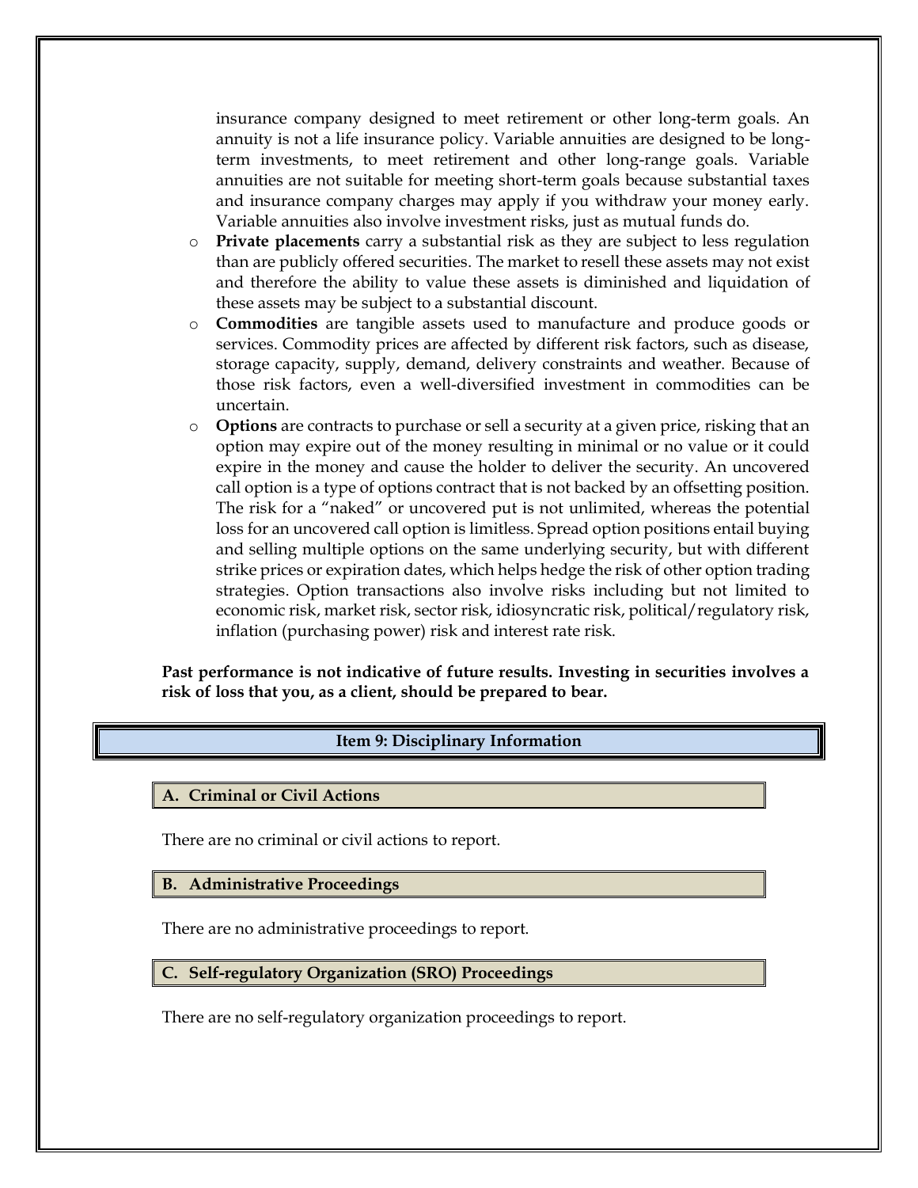insurance company designed to meet retirement or other long-term goals. An annuity is not a life insurance policy. Variable annuities are designed to be long-term investments, to meet retirement and other long-range goals. Variable annuities are not suitable for meeting short-term goals because substantial taxes and insurance company charges may apply if you withdraw your money early. Variable annuities also involve investment risks, just as mutual funds do.

- **Private placements** carry a substantial risk as they are subject to less regulation than are publicly offered securities. The market to resell these assets may not exist and therefore the ability to value these assets is diminished and liquidation of these assets may be subject to a substantial discount.
- **Commodities** are tangible assets used to manufacture and produce goods or services. Commodity prices are affected by different risk factors, such as disease, storage capacity, supply, demand, delivery constraints and weather. Because of those risk factors, even a well-diversified investment in commodities can be uncertain.
- **Options** are contracts to purchase or sell a security at a given price, risking that an option may expire out of the money resulting in minimal or no value or it could expire in the money and cause the holder to deliver the security. An uncovered call option is a type of options contract that is not backed by an offsetting position. The risk for a "naked" or uncovered put is not unlimited, whereas the potential loss for an uncovered call option is limitless. Spread option positions entail buying and selling multiple options on the same underlying security, but with different strike prices or expiration dates, which helps hedge the risk of other option trading strategies. Option transactions also involve risks including but not limited to economic risk, market risk, sector risk, idiosyncratic risk, political/regulatory risk, inflation (purchasing power) risk and interest rate risk.

**Past performance is not indicative of future results. Investing in securities involves a risk of loss that you, as a client, should be prepared to bear.**

## Item 9: Disciplinary Information

### A. Criminal or Civil Actions

There are no criminal or civil actions to report.

### B. Administrative Proceedings

There are no administrative proceedings to report.

### C. Self-regulatory Organization (SRO) Proceedings

There are no self-regulatory organization proceedings to report.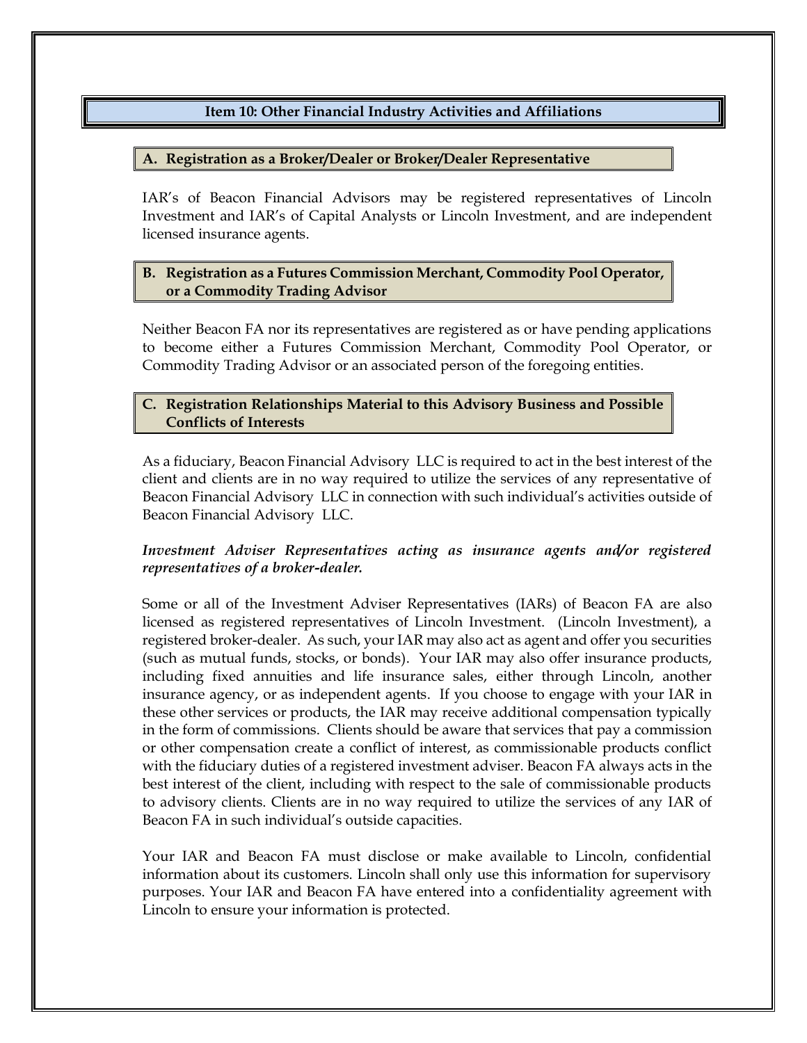## Item 10: Other Financial Industry Activities and Affiliations

### A. Registration as a Broker/Dealer or Broker/Dealer Representative

IAR's of Beacon Financial Advisors may be registered representatives of Lincoln Investment and IAR's of Capital Analysts or Lincoln Investment, and are independent licensed insurance agents.

### B. Registration as a Futures Commission Merchant, Commodity Pool Operator, or a Commodity Trading Advisor

Neither Beacon FA nor its representatives are registered as or have pending applications to become either a Futures Commission Merchant, Commodity Pool Operator, or Commodity Trading Advisor or an associated person of the foregoing entities.

### C. Registration Relationships Material to this Advisory Business and Possible Conflicts of Interests

As a fiduciary, Beacon Financial Advisory LLC is required to act in the best interest of the client and clients are in no way required to utilize the services of any representative of Beacon Financial Advisory LLC in connection with such individual's activities outside of Beacon Financial Advisory LLC.

***Investment Adviser Representatives acting as insurance agents and/or registered representatives of a broker-dealer.***

Some or all of the Investment Adviser Representatives (IARs) of Beacon FA are also licensed as registered representatives of Lincoln Investment. (Lincoln Investment), a registered broker-dealer. As such, your IAR may also act as agent and offer you securities (such as mutual funds, stocks, or bonds). Your IAR may also offer insurance products, including fixed annuities and life insurance sales, either through Lincoln, another insurance agency, or as independent agents. If you choose to engage with your IAR in these other services or products, the IAR may receive additional compensation typically in the form of commissions. Clients should be aware that services that pay a commission or other compensation create a conflict of interest, as commissionable products conflict with the fiduciary duties of a registered investment adviser. Beacon FA always acts in the best interest of the client, including with respect to the sale of commissionable products to advisory clients. Clients are in no way required to utilize the services of any IAR of Beacon FA in such individual's outside capacities.

Your IAR and Beacon FA must disclose or make available to Lincoln, confidential information about its customers. Lincoln shall only use this information for supervisory purposes. Your IAR and Beacon FA have entered into a confidentiality agreement with Lincoln to ensure your information is protected.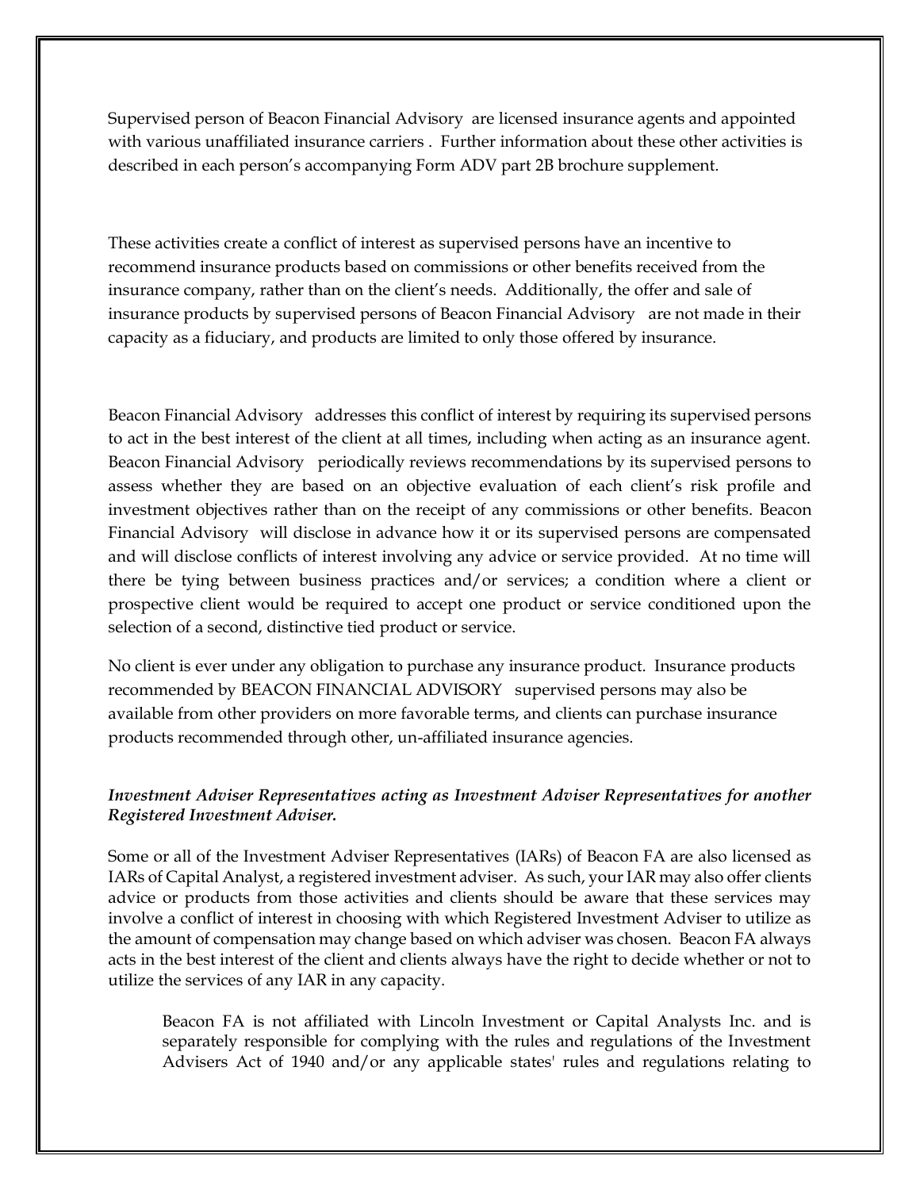Supervised person of Beacon Financial Advisory are licensed insurance agents and appointed with various unaffiliated insurance carriers . Further information about these other activities is described in each person's accompanying Form ADV part 2B brochure supplement.

These activities create a conflict of interest as supervised persons have an incentive to recommend insurance products based on commissions or other benefits received from the insurance company, rather than on the client's needs. Additionally, the offer and sale of insurance products by supervised persons of Beacon Financial Advisory are not made in their capacity as a fiduciary, and products are limited to only those offered by insurance.

Beacon Financial Advisory addresses this conflict of interest by requiring its supervised persons to act in the best interest of the client at all times, including when acting as an insurance agent. Beacon Financial Advisory periodically reviews recommendations by its supervised persons to assess whether they are based on an objective evaluation of each client's risk profile and investment objectives rather than on the receipt of any commissions or other benefits. Beacon Financial Advisory will disclose in advance how it or its supervised persons are compensated and will disclose conflicts of interest involving any advice or service provided. At no time will there be tying between business practices and/or services; a condition where a client or prospective client would be required to accept one product or service conditioned upon the selection of a second, distinctive tied product or service.

No client is ever under any obligation to purchase any insurance product. Insurance products recommended by BEACON FINANCIAL ADVISORY supervised persons may also be available from other providers on more favorable terms, and clients can purchase insurance products recommended through other, un-affiliated insurance agencies.

***Investment Adviser Representatives acting as Investment Adviser Representatives for another Registered Investment Adviser.***

Some or all of the Investment Adviser Representatives (IARs) of Beacon FA are also licensed as IARs of Capital Analyst, a registered investment adviser. As such, your IAR may also offer clients advice or products from those activities and clients should be aware that these services may involve a conflict of interest in choosing with which Registered Investment Adviser to utilize as the amount of compensation may change based on which adviser was chosen. Beacon FA always acts in the best interest of the client and clients always have the right to decide whether or not to utilize the services of any IAR in any capacity.

> Beacon FA is not affiliated with Lincoln Investment or Capital Analysts Inc. and is separately responsible for complying with the rules and regulations of the Investment Advisers Act of 1940 and/or any applicable states' rules and regulations relating to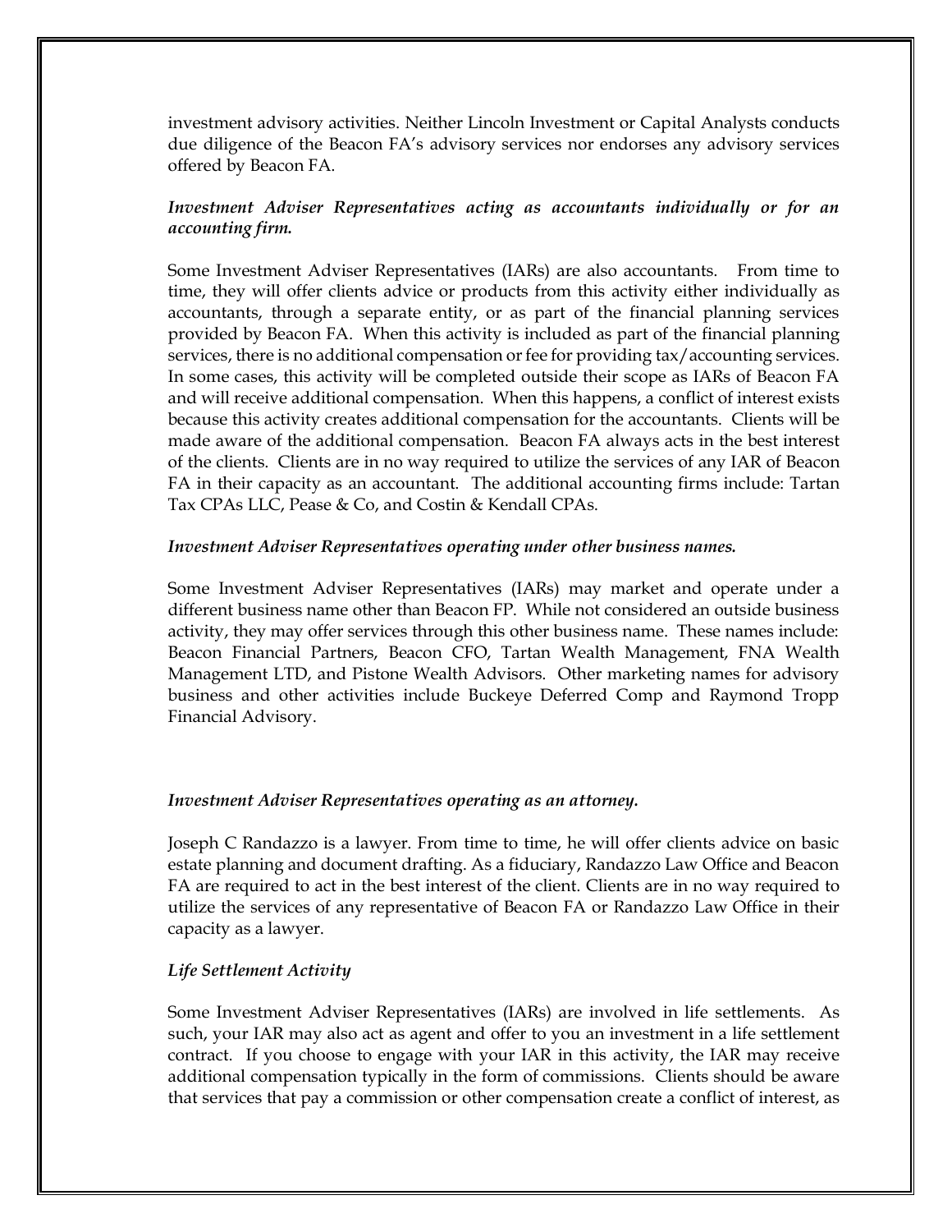investment advisory activities. Neither Lincoln Investment or Capital Analysts conducts due diligence of the Beacon FA's advisory services nor endorses any advisory services offered by Beacon FA.

***Investment Adviser Representatives acting as accountants individually or for an accounting firm.***

Some Investment Adviser Representatives (IARs) are also accountants. From time to time, they will offer clients advice or products from this activity either individually as accountants, through a separate entity, or as part of the financial planning services provided by Beacon FA. When this activity is included as part of the financial planning services, there is no additional compensation or fee for providing tax/accounting services. In some cases, this activity will be completed outside their scope as IARs of Beacon FA and will receive additional compensation. When this happens, a conflict of interest exists because this activity creates additional compensation for the accountants. Clients will be made aware of the additional compensation. Beacon FA always acts in the best interest of the clients. Clients are in no way required to utilize the services of any IAR of Beacon FA in their capacity as an accountant. The additional accounting firms include: Tartan Tax CPAs LLC, Pease & Co, and Costin & Kendall CPAs.

***Investment Adviser Representatives operating under other business names.***

Some Investment Adviser Representatives (IARs) may market and operate under a different business name other than Beacon FP. While not considered an outside business activity, they may offer services through this other business name. These names include: Beacon Financial Partners, Beacon CFO, Tartan Wealth Management, FNA Wealth Management LTD, and Pistone Wealth Advisors. Other marketing names for advisory business and other activities include Buckeye Deferred Comp and Raymond Tropp Financial Advisory.

***Investment Adviser Representatives operating as an attorney.***

Joseph C Randazzo is a lawyer. From time to time, he will offer clients advice on basic estate planning and document drafting. As a fiduciary, Randazzo Law Office and Beacon FA are required to act in the best interest of the client. Clients are in no way required to utilize the services of any representative of Beacon FA or Randazzo Law Office in their capacity as a lawyer.

***Life Settlement Activity***

Some Investment Adviser Representatives (IARs) are involved in life settlements. As such, your IAR may also act as agent and offer to you an investment in a life settlement contract. If you choose to engage with your IAR in this activity, the IAR may receive additional compensation typically in the form of commissions. Clients should be aware that services that pay a commission or other compensation create a conflict of interest, as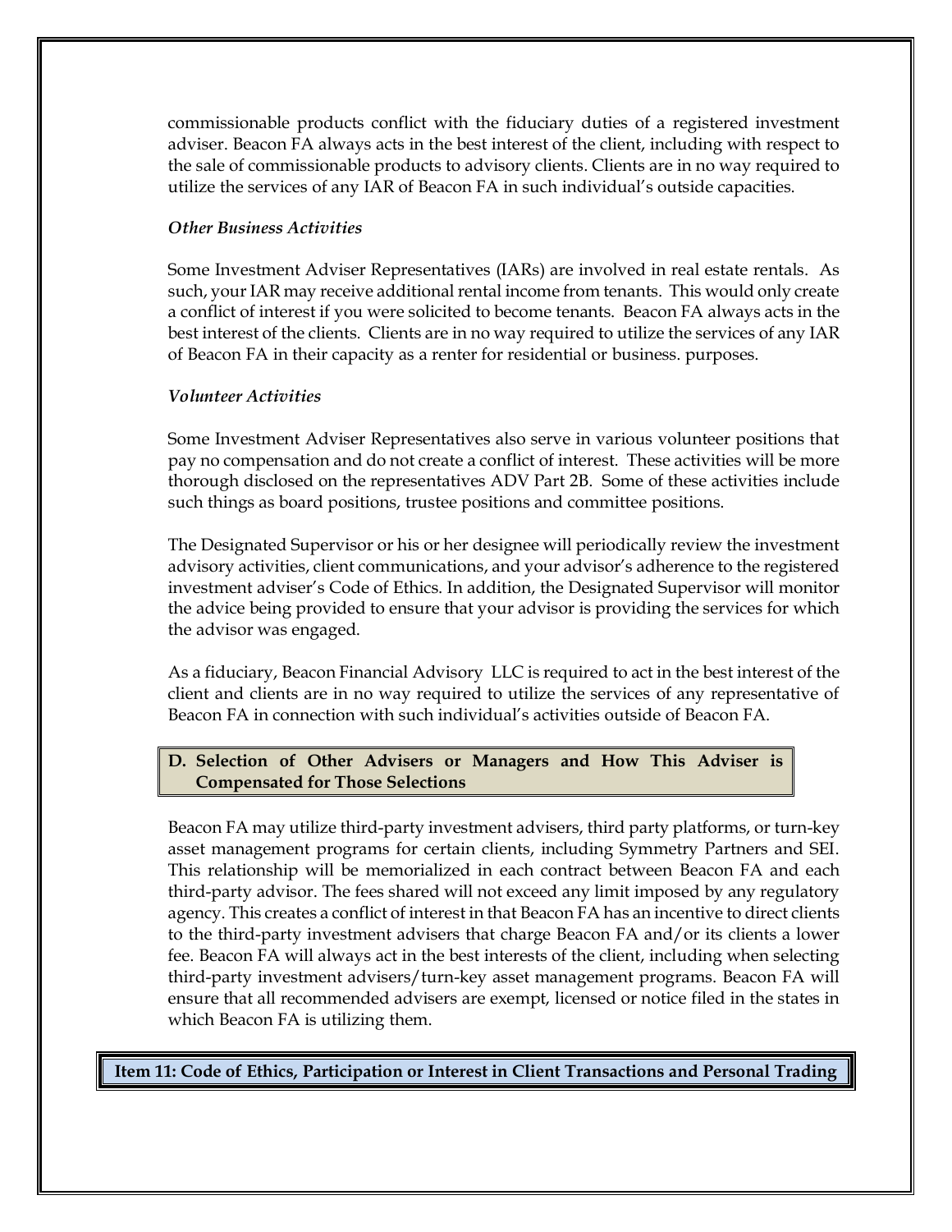commissionable products conflict with the fiduciary duties of a registered investment adviser. Beacon FA always acts in the best interest of the client, including with respect to the sale of commissionable products to advisory clients. Clients are in no way required to utilize the services of any IAR of Beacon FA in such individual's outside capacities.

*Other Business Activities*

Some Investment Adviser Representatives (IARs) are involved in real estate rentals. As such, your IAR may receive additional rental income from tenants. This would only create a conflict of interest if you were solicited to become tenants. Beacon FA always acts in the best interest of the clients. Clients are in no way required to utilize the services of any IAR of Beacon FA in their capacity as a renter for residential or business. purposes.

*Volunteer Activities*

Some Investment Adviser Representatives also serve in various volunteer positions that pay no compensation and do not create a conflict of interest. These activities will be more thorough disclosed on the representatives ADV Part 2B. Some of these activities include such things as board positions, trustee positions and committee positions.

The Designated Supervisor or his or her designee will periodically review the investment advisory activities, client communications, and your advisor's adherence to the registered investment adviser's Code of Ethics. In addition, the Designated Supervisor will monitor the advice being provided to ensure that your advisor is providing the services for which the advisor was engaged.

As a fiduciary, Beacon Financial Advisory LLC is required to act in the best interest of the client and clients are in no way required to utilize the services of any representative of Beacon FA in connection with such individual's activities outside of Beacon FA.

### D. Selection of Other Advisers or Managers and How This Adviser is Compensated for Those Selections

Beacon FA may utilize third-party investment advisers, third party platforms, or turn-key asset management programs for certain clients, including Symmetry Partners and SEI. This relationship will be memorialized in each contract between Beacon FA and each third-party advisor. The fees shared will not exceed any limit imposed by any regulatory agency. This creates a conflict of interest in that Beacon FA has an incentive to direct clients to the third-party investment advisers that charge Beacon FA and/or its clients a lower fee. Beacon FA will always act in the best interests of the client, including when selecting third-party investment advisers/turn-key asset management programs. Beacon FA will ensure that all recommended advisers are exempt, licensed or notice filed in the states in which Beacon FA is utilizing them.

## Item 11: Code of Ethics, Participation or Interest in Client Transactions and Personal Trading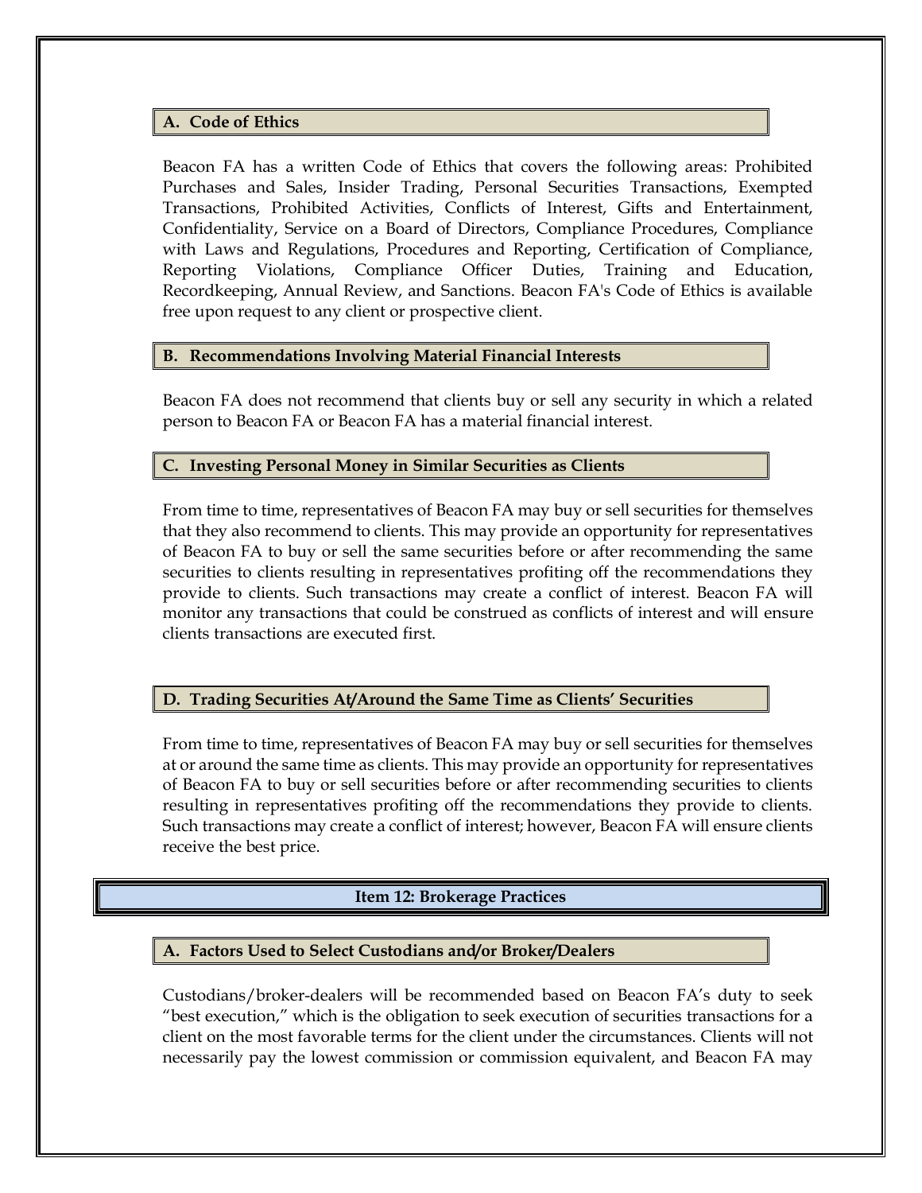### A. Code of Ethics

Beacon FA has a written Code of Ethics that covers the following areas: Prohibited Purchases and Sales, Insider Trading, Personal Securities Transactions, Exempted Transactions, Prohibited Activities, Conflicts of Interest, Gifts and Entertainment, Confidentiality, Service on a Board of Directors, Compliance Procedures, Compliance with Laws and Regulations, Procedures and Reporting, Certification of Compliance, Reporting Violations, Compliance Officer Duties, Training and Education, Recordkeeping, Annual Review, and Sanctions. Beacon FA's Code of Ethics is available free upon request to any client or prospective client.

### B. Recommendations Involving Material Financial Interests

Beacon FA does not recommend that clients buy or sell any security in which a related person to Beacon FA or Beacon FA has a material financial interest.

### C. Investing Personal Money in Similar Securities as Clients

From time to time, representatives of Beacon FA may buy or sell securities for themselves that they also recommend to clients. This may provide an opportunity for representatives of Beacon FA to buy or sell the same securities before or after recommending the same securities to clients resulting in representatives profiting off the recommendations they provide to clients. Such transactions may create a conflict of interest. Beacon FA will monitor any transactions that could be construed as conflicts of interest and will ensure clients transactions are executed first.

### D. Trading Securities At/Around the Same Time as Clients' Securities

From time to time, representatives of Beacon FA may buy or sell securities for themselves at or around the same time as clients. This may provide an opportunity for representatives of Beacon FA to buy or sell securities before or after recommending securities to clients resulting in representatives profiting off the recommendations they provide to clients. Such transactions may create a conflict of interest; however, Beacon FA will ensure clients receive the best price.

## Item 12: Brokerage Practices

### A. Factors Used to Select Custodians and/or Broker/Dealers

Custodians/broker-dealers will be recommended based on Beacon FA's duty to seek "best execution," which is the obligation to seek execution of securities transactions for a client on the most favorable terms for the client under the circumstances. Clients will not necessarily pay the lowest commission or commission equivalent, and Beacon FA may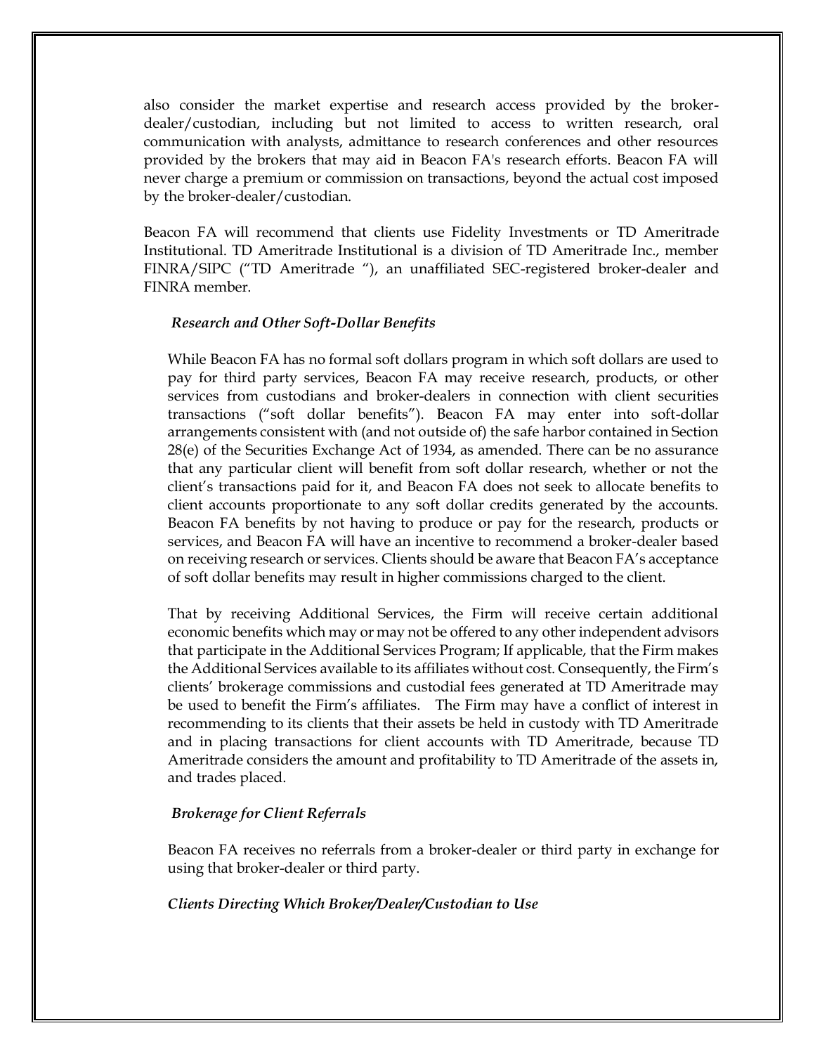also consider the market expertise and research access provided by the broker-dealer/custodian, including but not limited to access to written research, oral communication with analysts, admittance to research conferences and other resources provided by the brokers that may aid in Beacon FA's research efforts. Beacon FA will never charge a premium or commission on transactions, beyond the actual cost imposed by the broker-dealer/custodian.

Beacon FA will recommend that clients use Fidelity Investments or TD Ameritrade Institutional. TD Ameritrade Institutional is a division of TD Ameritrade Inc., member FINRA/SIPC ("TD Ameritrade "), an unaffiliated SEC-registered broker-dealer and FINRA member.

***Research and Other Soft-Dollar Benefits***

While Beacon FA has no formal soft dollars program in which soft dollars are used to pay for third party services, Beacon FA may receive research, products, or other services from custodians and broker-dealers in connection with client securities transactions ("soft dollar benefits"). Beacon FA may enter into soft-dollar arrangements consistent with (and not outside of) the safe harbor contained in Section 28(e) of the Securities Exchange Act of 1934, as amended. There can be no assurance that any particular client will benefit from soft dollar research, whether or not the client's transactions paid for it, and Beacon FA does not seek to allocate benefits to client accounts proportionate to any soft dollar credits generated by the accounts. Beacon FA benefits by not having to produce or pay for the research, products or services, and Beacon FA will have an incentive to recommend a broker-dealer based on receiving research or services. Clients should be aware that Beacon FA's acceptance of soft dollar benefits may result in higher commissions charged to the client.

That by receiving Additional Services, the Firm will receive certain additional economic benefits which may or may not be offered to any other independent advisors that participate in the Additional Services Program; If applicable, that the Firm makes the Additional Services available to its affiliates without cost. Consequently, the Firm's clients' brokerage commissions and custodial fees generated at TD Ameritrade may be used to benefit the Firm's affiliates. The Firm may have a conflict of interest in recommending to its clients that their assets be held in custody with TD Ameritrade and in placing transactions for client accounts with TD Ameritrade, because TD Ameritrade considers the amount and profitability to TD Ameritrade of the assets in, and trades placed.

***Brokerage for Client Referrals***

Beacon FA receives no referrals from a broker-dealer or third party in exchange for using that broker-dealer or third party.

***Clients Directing Which Broker/Dealer/Custodian to Use***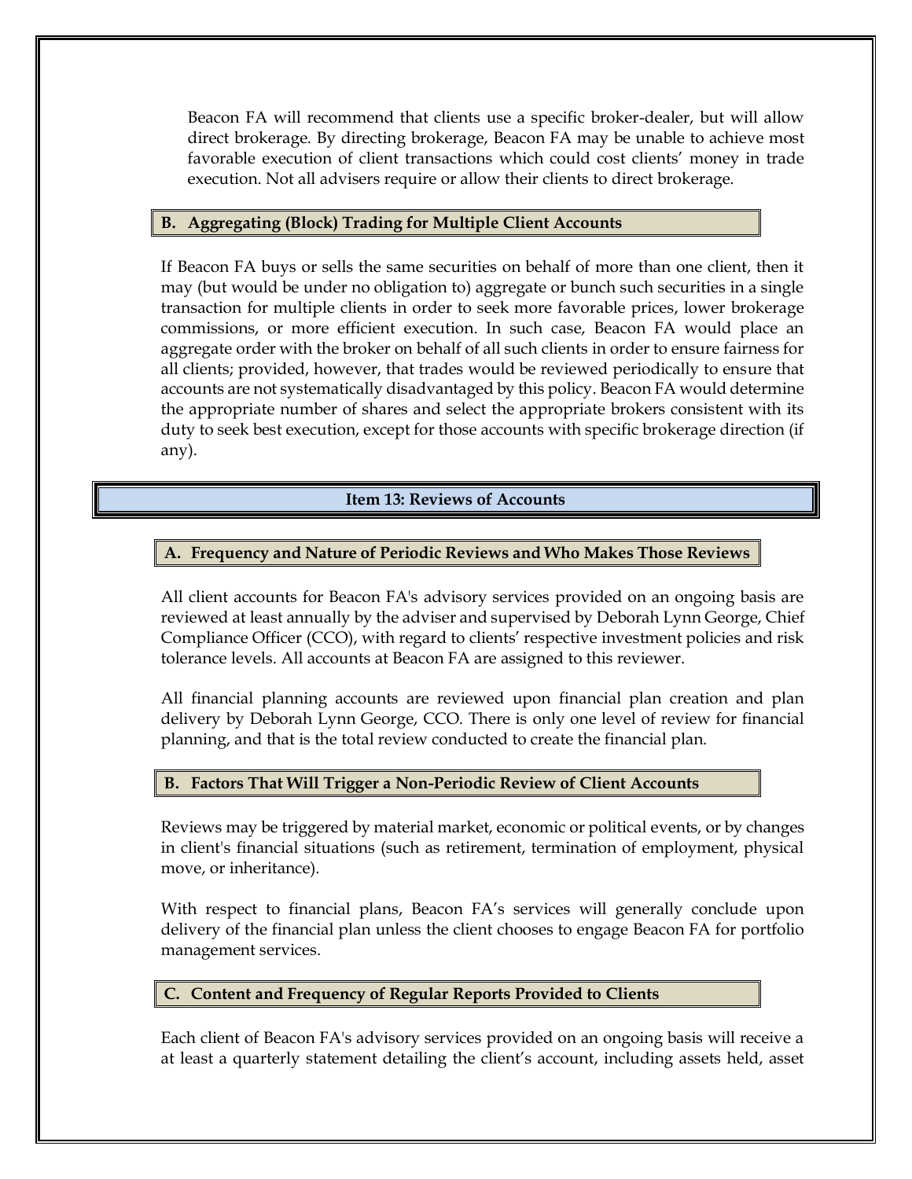Beacon FA will recommend that clients use a specific broker-dealer, but will allow direct brokerage. By directing brokerage, Beacon FA may be unable to achieve most favorable execution of client transactions which could cost clients' money in trade execution. Not all advisers require or allow their clients to direct brokerage.

### B. Aggregating (Block) Trading for Multiple Client Accounts

If Beacon FA buys or sells the same securities on behalf of more than one client, then it may (but would be under no obligation to) aggregate or bunch such securities in a single transaction for multiple clients in order to seek more favorable prices, lower brokerage commissions, or more efficient execution. In such case, Beacon FA would place an aggregate order with the broker on behalf of all such clients in order to ensure fairness for all clients; provided, however, that trades would be reviewed periodically to ensure that accounts are not systematically disadvantaged by this policy. Beacon FA would determine the appropriate number of shares and select the appropriate brokers consistent with its duty to seek best execution, except for those accounts with specific brokerage direction (if any).

## Item 13: Reviews of Accounts

### A. Frequency and Nature of Periodic Reviews and Who Makes Those Reviews

All client accounts for Beacon FA's advisory services provided on an ongoing basis are reviewed at least annually by the adviser and supervised by Deborah Lynn George, Chief Compliance Officer (CCO), with regard to clients' respective investment policies and risk tolerance levels. All accounts at Beacon FA are assigned to this reviewer.

All financial planning accounts are reviewed upon financial plan creation and plan delivery by Deborah Lynn George, CCO. There is only one level of review for financial planning, and that is the total review conducted to create the financial plan.

### B. Factors That Will Trigger a Non-Periodic Review of Client Accounts

Reviews may be triggered by material market, economic or political events, or by changes in client's financial situations (such as retirement, termination of employment, physical move, or inheritance).

With respect to financial plans, Beacon FA's services will generally conclude upon delivery of the financial plan unless the client chooses to engage Beacon FA for portfolio management services.

### C. Content and Frequency of Regular Reports Provided to Clients

Each client of Beacon FA's advisory services provided on an ongoing basis will receive a at least a quarterly statement detailing the client's account, including assets held, asset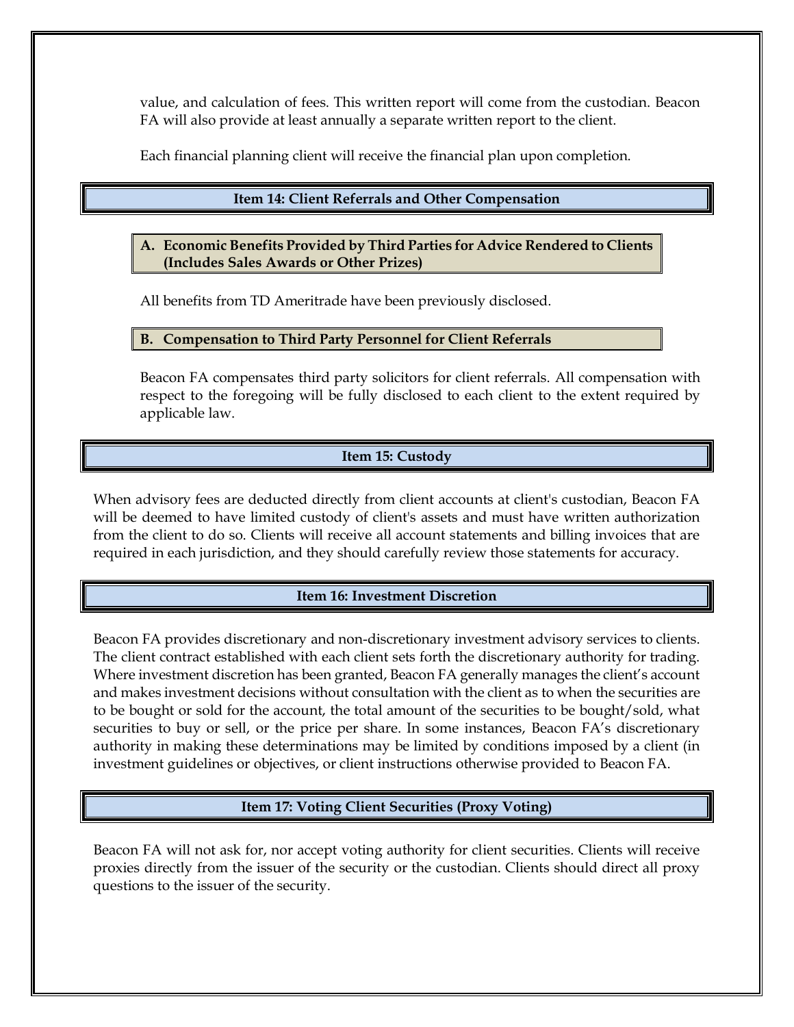value, and calculation of fees. This written report will come from the custodian. Beacon FA will also provide at least annually a separate written report to the client.

Each financial planning client will receive the financial plan upon completion.

## Item 14: Client Referrals and Other Compensation

### A. Economic Benefits Provided by Third Parties for Advice Rendered to Clients (Includes Sales Awards or Other Prizes)

All benefits from TD Ameritrade have been previously disclosed.

### B. Compensation to Third Party Personnel for Client Referrals

Beacon FA compensates third party solicitors for client referrals. All compensation with respect to the foregoing will be fully disclosed to each client to the extent required by applicable law.

## Item 15: Custody

When advisory fees are deducted directly from client accounts at client's custodian, Beacon FA will be deemed to have limited custody of client's assets and must have written authorization from the client to do so. Clients will receive all account statements and billing invoices that are required in each jurisdiction, and they should carefully review those statements for accuracy.

## Item 16: Investment Discretion

Beacon FA provides discretionary and non-discretionary investment advisory services to clients. The client contract established with each client sets forth the discretionary authority for trading. Where investment discretion has been granted, Beacon FA generally manages the client's account and makes investment decisions without consultation with the client as to when the securities are to be bought or sold for the account, the total amount of the securities to be bought/sold, what securities to buy or sell, or the price per share. In some instances, Beacon FA's discretionary authority in making these determinations may be limited by conditions imposed by a client (in investment guidelines or objectives, or client instructions otherwise provided to Beacon FA.

## Item 17: Voting Client Securities (Proxy Voting)

Beacon FA will not ask for, nor accept voting authority for client securities. Clients will receive proxies directly from the issuer of the security or the custodian. Clients should direct all proxy questions to the issuer of the security.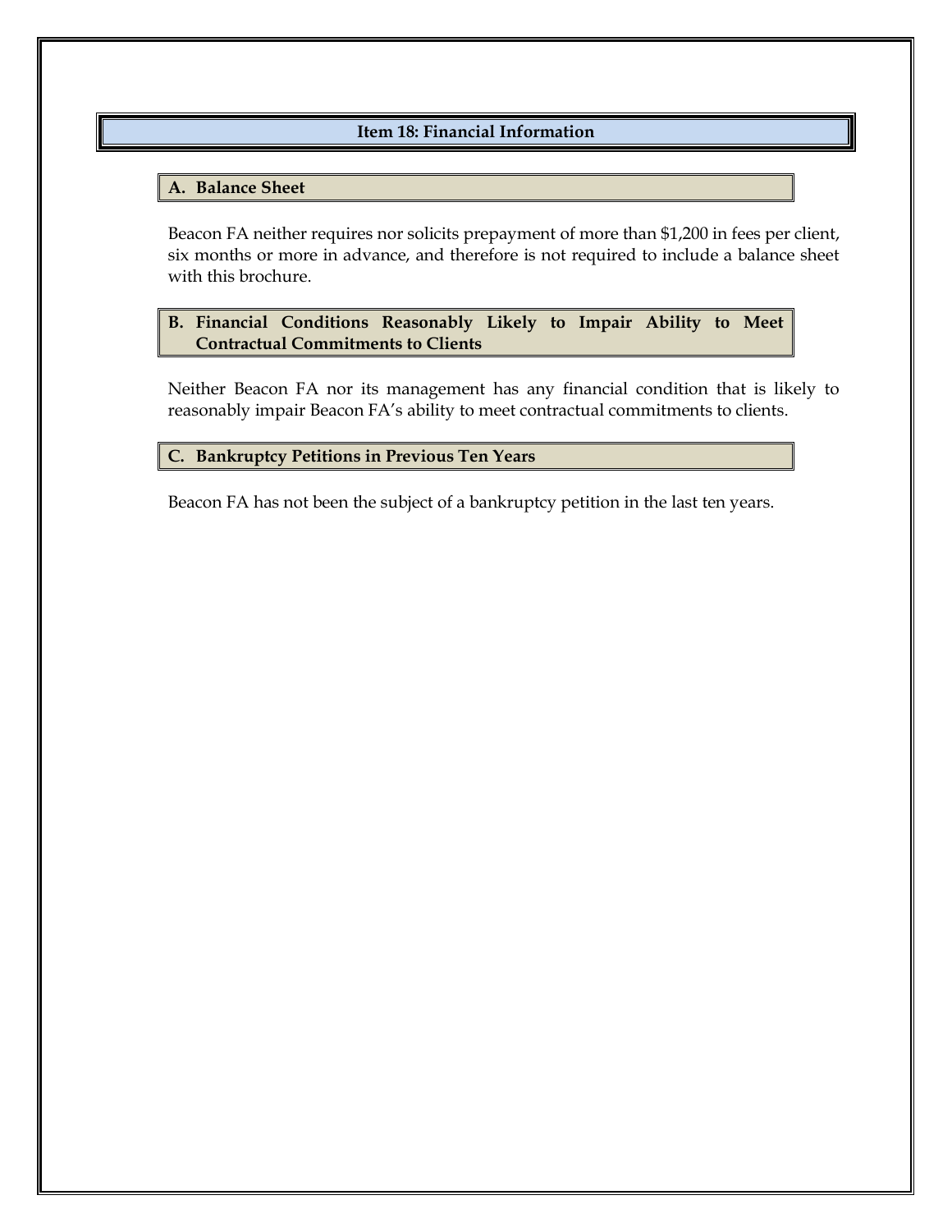## Item 18: Financial Information

### A. Balance Sheet

Beacon FA neither requires nor solicits prepayment of more than $1,200 in fees per client, six months or more in advance, and therefore is not required to include a balance sheet with this brochure.

### B. Financial Conditions Reasonably Likely to Impair Ability to Meet Contractual Commitments to Clients

Neither Beacon FA nor its management has any financial condition that is likely to reasonably impair Beacon FA's ability to meet contractual commitments to clients.

### C. Bankruptcy Petitions in Previous Ten Years

Beacon FA has not been the subject of a bankruptcy petition in the last ten years.